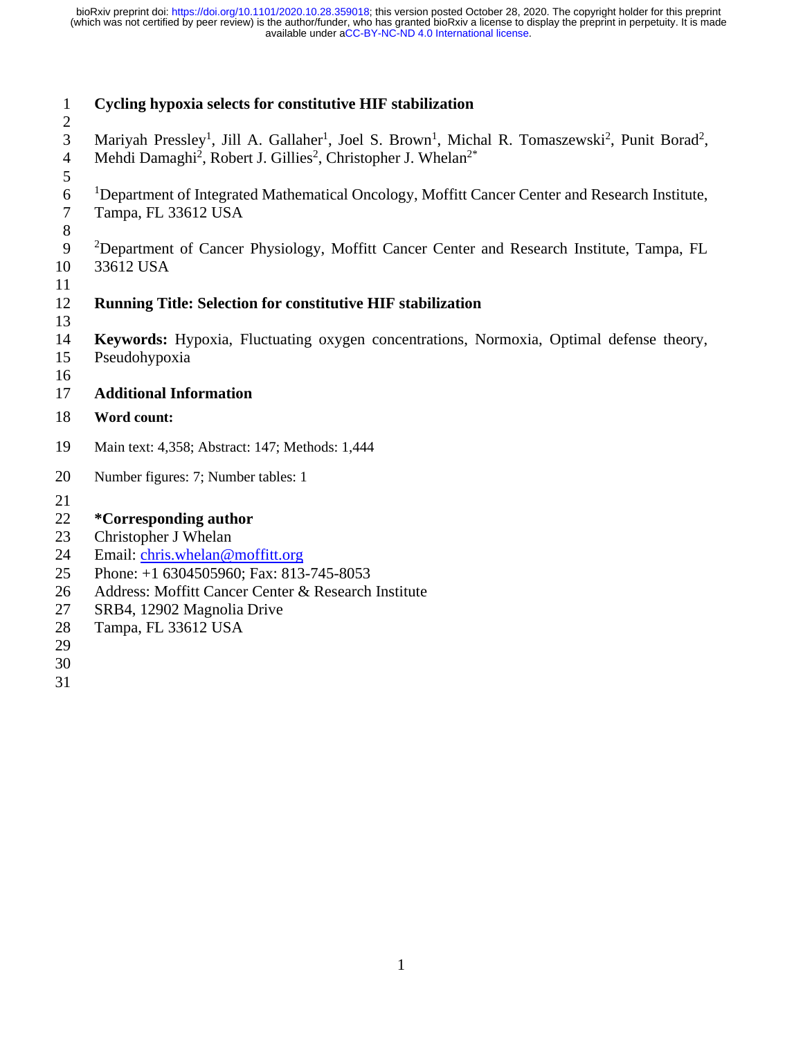# Cycling hypoxia selects for constitutive HIF stabilization

Mariyah Pressley[1], Jill A. Gallaher[1], Joel S. Brown[1], Michal R. Tomaszewski[2], Punit Borad[2], Mehdi Damaghi[2], Robert J. Gillies[2], Christopher J. Whelan[2*]

[1]Department of Integrated Mathematical Oncology, Moffitt Cancer Center and Research Institute, Tampa, FL 33612 USA

[2]Department of Cancer Physiology, Moffitt Cancer Center and Research Institute, Tampa, FL 33612 USA

**Running Title: Selection for constitutive HIF stabilization**

**Keywords:** Hypoxia, Fluctuating oxygen concentrations, Normoxia, Optimal defense theory, Pseudohypoxia

## Additional Information

**Word count:**

Main text: 4,358; Abstract: 147; Methods: 1,444

Number figures: 7; Number tables: 1

**\*Corresponding author**
Christopher J Whelan
Email: chris.whelan@moffitt.org
Phone: +1 6304505960; Fax: 813-745-8053
Address: Moffitt Cancer Center & Research Institute
SRB4, 12902 Magnolia Drive
Tampa, FL 33612 USA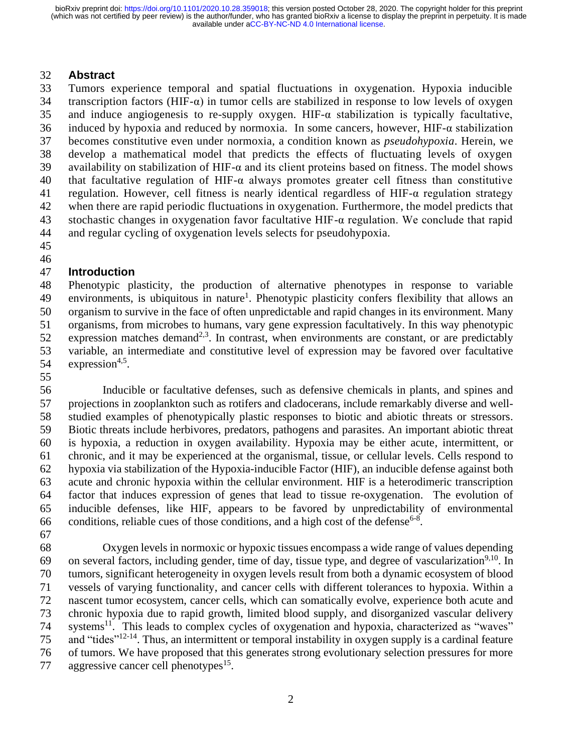## Abstract

Tumors experience temporal and spatial fluctuations in oxygenation. Hypoxia inducible transcription factors (HIF-α) in tumor cells are stabilized in response to low levels of oxygen and induce angiogenesis to re-supply oxygen. HIF-α stabilization is typically facultative, induced by hypoxia and reduced by normoxia. In some cancers, however, HIF-α stabilization becomes constitutive even under normoxia, a condition known as *pseudohypoxia*. Herein, we develop a mathematical model that predicts the effects of fluctuating levels of oxygen availability on stabilization of HIF-α and its client proteins based on fitness. The model shows that facultative regulation of HIF-α always promotes greater cell fitness than constitutive regulation. However, cell fitness is nearly identical regardless of HIF-α regulation strategy when there are rapid periodic fluctuations in oxygenation. Furthermore, the model predicts that stochastic changes in oxygenation favor facultative HIF-α regulation. We conclude that rapid and regular cycling of oxygenation levels selects for pseudohypoxia.

## Introduction

Phenotypic plasticity, the production of alternative phenotypes in response to variable environments, is ubiquitous in nature[1]. Phenotypic plasticity confers flexibility that allows an organism to survive in the face of often unpredictable and rapid changes in its environment. Many organisms, from microbes to humans, vary gene expression facultatively. In this way phenotypic expression matches demand[2,3]. In contrast, when environments are constant, or are predictably variable, an intermediate and constitutive level of expression may be favored over facultative expression[4,5].

Inducible or facultative defenses, such as defensive chemicals in plants, and spines and projections in zooplankton such as rotifers and cladocerans, include remarkably diverse and well-studied examples of phenotypically plastic responses to biotic and abiotic threats or stressors. Biotic threats include herbivores, predators, pathogens and parasites. An important abiotic threat is hypoxia, a reduction in oxygen availability. Hypoxia may be either acute, intermittent, or chronic, and it may be experienced at the organismal, tissue, or cellular levels. Cells respond to hypoxia via stabilization of the Hypoxia-inducible Factor (HIF), an inducible defense against both acute and chronic hypoxia within the cellular environment. HIF is a heterodimeric transcription factor that induces expression of genes that lead to tissue re-oxygenation. The evolution of inducible defenses, like HIF, appears to be favored by unpredictability of environmental conditions, reliable cues of those conditions, and a high cost of the defense[6-8].

Oxygen levels in normoxic or hypoxic tissues encompass a wide range of values depending on several factors, including gender, time of day, tissue type, and degree of vascularization[9,10]. In tumors, significant heterogeneity in oxygen levels result from both a dynamic ecosystem of blood vessels of varying functionality, and cancer cells with different tolerances to hypoxia. Within a nascent tumor ecosystem, cancer cells, which can somatically evolve, experience both acute and chronic hypoxia due to rapid growth, limited blood supply, and disorganized vascular delivery systems[11]. This leads to complex cycles of oxygenation and hypoxia, characterized as "waves" and "tides"[12-14]. Thus, an intermittent or temporal instability in oxygen supply is a cardinal feature of tumors. We have proposed that this generates strong evolutionary selection pressures for more aggressive cancer cell phenotypes[15].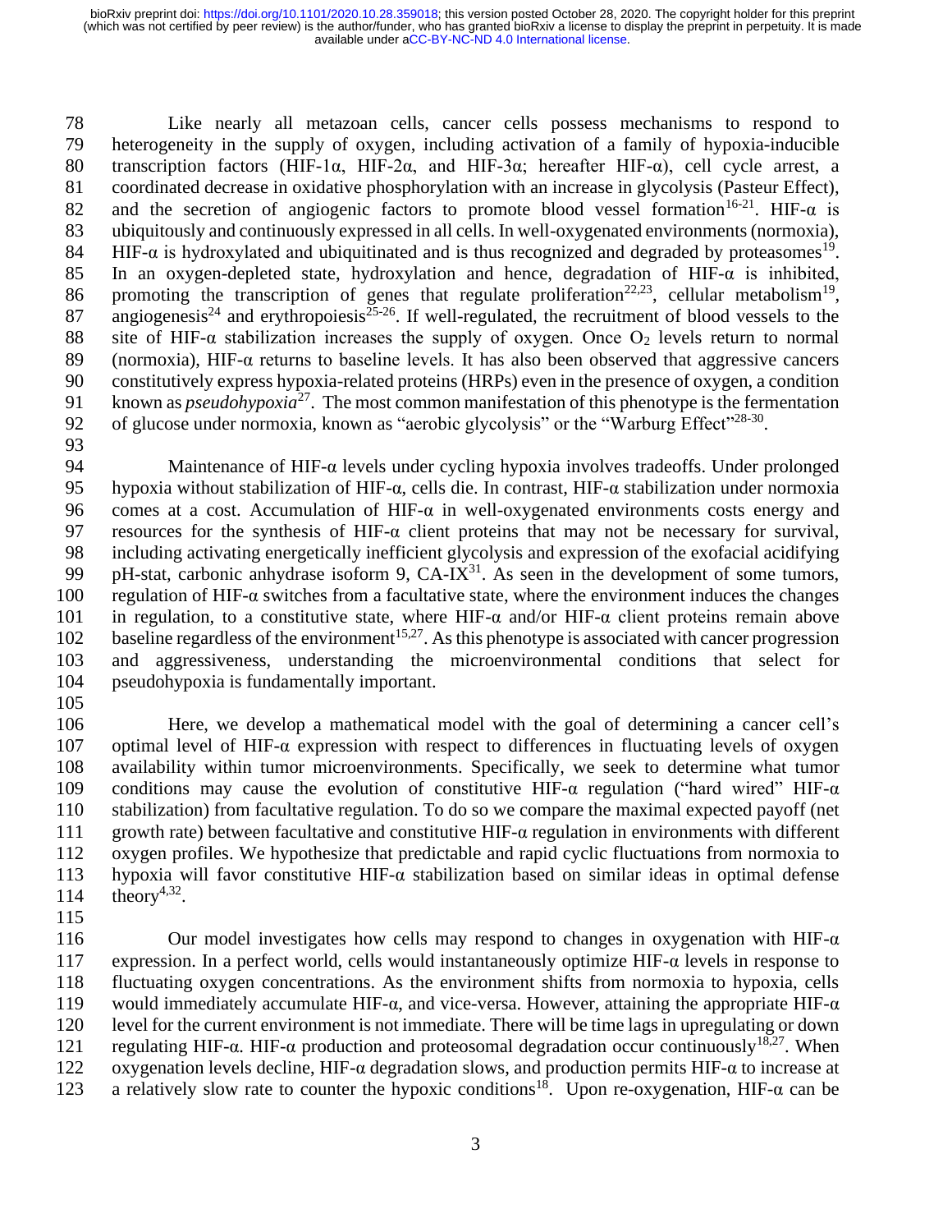Like nearly all metazoan cells, cancer cells possess mechanisms to respond to heterogeneity in the supply of oxygen, including activation of a family of hypoxia-inducible transcription factors (HIF-1α, HIF-2α, and HIF-3α; hereafter HIF-α), cell cycle arrest, a coordinated decrease in oxidative phosphorylation with an increase in glycolysis (Pasteur Effect), and the secretion of angiogenic factors to promote blood vessel formation[16-21]. HIF-α is ubiquitously and continuously expressed in all cells. In well-oxygenated environments (normoxia), HIF-α is hydroxylated and ubiquitinated and is thus recognized and degraded by proteasomes[19]. In an oxygen-depleted state, hydroxylation and hence, degradation of HIF-α is inhibited, promoting the transcription of genes that regulate proliferation[22,23], cellular metabolism[19], angiogenesis[24] and erythropoiesis[25-26]. If well-regulated, the recruitment of blood vessels to the site of HIF-α stabilization increases the supply of oxygen. Once $O_2$ levels return to normal (normoxia), HIF-α returns to baseline levels. It has also been observed that aggressive cancers constitutively express hypoxia-related proteins (HRPs) even in the presence of oxygen, a condition known as *pseudohypoxia*[27]. The most common manifestation of this phenotype is the fermentation of glucose under normoxia, known as "aerobic glycolysis" or the "Warburg Effect"[28-30].

Maintenance of HIF-α levels under cycling hypoxia involves tradeoffs. Under prolonged hypoxia without stabilization of HIF-α, cells die. In contrast, HIF-α stabilization under normoxia comes at a cost. Accumulation of HIF-α in well-oxygenated environments costs energy and resources for the synthesis of HIF-α client proteins that may not be necessary for survival, including activating energetically inefficient glycolysis and expression of the exofacial acidifying pH-stat, carbonic anhydrase isoform 9, CA-IX[31]. As seen in the development of some tumors, regulation of HIF-α switches from a facultative state, where the environment induces the changes in regulation, to a constitutive state, where HIF-α and/or HIF-α client proteins remain above baseline regardless of the environment[15,27]. As this phenotype is associated with cancer progression and aggressiveness, understanding the microenvironmental conditions that select for pseudohypoxia is fundamentally important.

Here, we develop a mathematical model with the goal of determining a cancer cell's optimal level of HIF-α expression with respect to differences in fluctuating levels of oxygen availability within tumor microenvironments. Specifically, we seek to determine what tumor conditions may cause the evolution of constitutive HIF-α regulation ("hard wired" HIF-α stabilization) from facultative regulation. To do so we compare the maximal expected payoff (net growth rate) between facultative and constitutive HIF-α regulation in environments with different oxygen profiles. We hypothesize that predictable and rapid cyclic fluctuations from normoxia to hypoxia will favor constitutive HIF-α stabilization based on similar ideas in optimal defense theory[4,32].

Our model investigates how cells may respond to changes in oxygenation with HIF-α expression. In a perfect world, cells would instantaneously optimize HIF-α levels in response to fluctuating oxygen concentrations. As the environment shifts from normoxia to hypoxia, cells would immediately accumulate HIF-α, and vice-versa. However, attaining the appropriate HIF-α level for the current environment is not immediate. There will be time lags in upregulating or down regulating HIF-α. HIF-α production and proteosomal degradation occur continuously[18,27]. When oxygenation levels decline, HIF-α degradation slows, and production permits HIF-α to increase at a relatively slow rate to counter the hypoxic conditions[18]. Upon re-oxygenation, HIF-α can be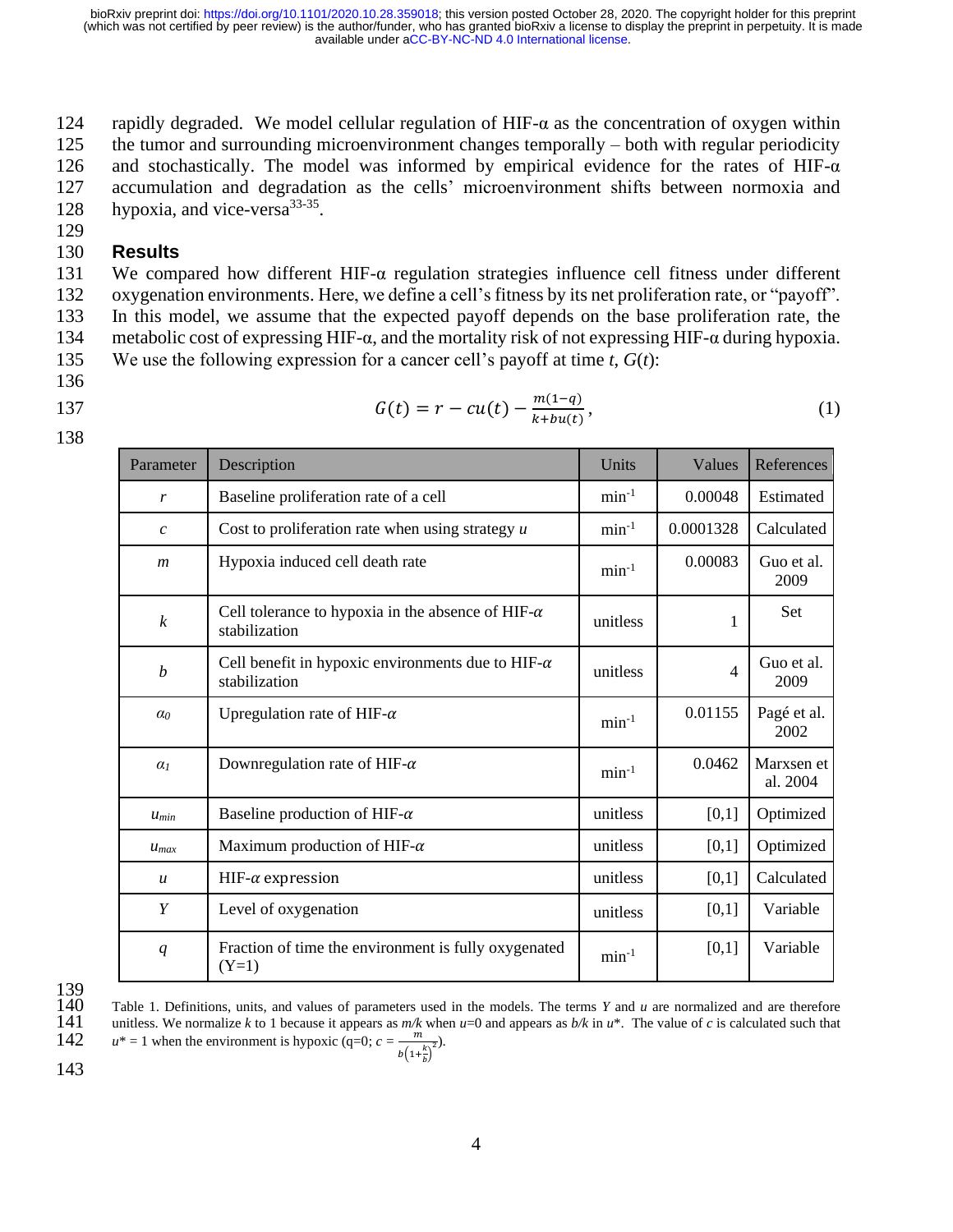rapidly degraded. We model cellular regulation of HIF-α as the concentration of oxygen within the tumor and surrounding microenvironment changes temporally – both with regular periodicity and stochastically. The model was informed by empirical evidence for the rates of HIF-α accumulation and degradation as the cells' microenvironment shifts between normoxia and hypoxia, and vice-versa[33-35].

## Results

We compared how different HIF-α regulation strategies influence cell fitness under different oxygenation environments. Here, we define a cell's fitness by its net proliferation rate, or "payoff". In this model, we assume that the expected payoff depends on the base proliferation rate, the metabolic cost of expressing HIF-α, and the mortality risk of not expressing HIF-α during hypoxia. We use the following expression for a cancer cell's payoff at time *t*, *G*(*t*):

$$G(t) = r - cu(t) - \frac{m(1-q)}{k+bu(t)}, \tag{1}$$

| Parameter | Description | Units | Values | References |
|---|---|---|---|---|
| $r$ | Baseline proliferation rate of a cell | $\text{min}^{-1}$ | 0.00048 | Estimated |
| $c$ | Cost to proliferation rate when using strategy $u$ | $\text{min}^{-1}$ | 0.0001328 | Calculated |
| $m$ | Hypoxia induced cell death rate | $\text{min}^{-1}$ | 0.00083 | Guo et al. 2009 |
| $k$ | Cell tolerance to hypoxia in the absence of HIF-$\alpha$ stabilization | unitless | 1 | Set |
| $b$ | Cell benefit in hypoxic environments due to HIF-$\alpha$ stabilization | unitless | 4 | Guo et al. 2009 |
| $\alpha_0$ | Upregulation rate of HIF-$\alpha$ | $\text{min}^{-1}$ | 0.01155 | Pagé et al. 2002 |
| $\alpha_1$ | Downregulation rate of HIF-$\alpha$ | $\text{min}^{-1}$ | 0.0462 | Marxsen et al. 2004 |
| $u_{min}$ | Baseline production of HIF-$\alpha$ | unitless | [0,1] | Optimized |
| $u_{max}$ | Maximum production of HIF-$\alpha$ | unitless | [0,1] | Optimized |
| $u$ | HIF-$\alpha$ expression | unitless | [0,1] | Calculated |
| $Y$ | Level of oxygenation | unitless | [0,1] | Variable |
| $q$ | Fraction of time the environment is fully oxygenated (Y=1) | $\text{min}^{-1}$ | [0,1] | Variable |

Table 1. Definitions, units, and values of parameters used in the models. The terms $Y$ and $u$ are normalized and are therefore unitless. We normalize $k$ to 1 because it appears as $m/k$ when $u$=0 and appears as $b/k$ in $u^*$. The value of $c$ is calculated such that $u^* = 1$ when the environment is hypoxic (q=0; $c = \frac{m}{b\left(1+\frac{k}{b}\right)^2}$).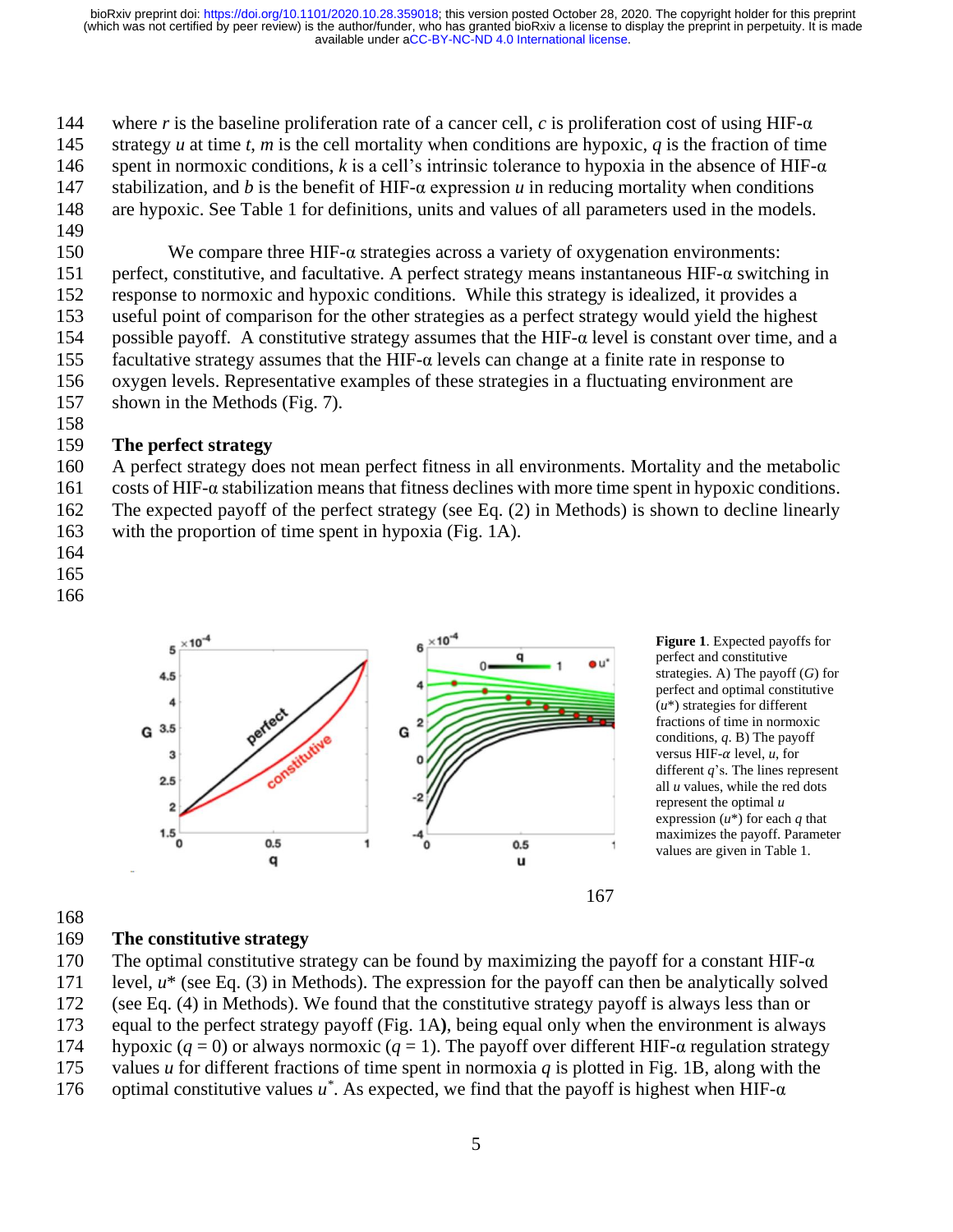where $r$ is the baseline proliferation rate of a cancer cell, $c$ is proliferation cost of using HIF-α strategy $u$ at time $t$, $m$ is the cell mortality when conditions are hypoxic, $q$ is the fraction of time spent in normoxic conditions, $k$ is a cell's intrinsic tolerance to hypoxia in the absence of HIF-α stabilization, and $b$ is the benefit of HIF-α expression $u$ in reducing mortality when conditions are hypoxic. See Table 1 for definitions, units and values of all parameters used in the models.

We compare three HIF-α strategies across a variety of oxygenation environments: perfect, constitutive, and facultative. A perfect strategy means instantaneous HIF-α switching in response to normoxic and hypoxic conditions. While this strategy is idealized, it provides a useful point of comparison for the other strategies as a perfect strategy would yield the highest possible payoff. A constitutive strategy assumes that the HIF-α level is constant over time, and a facultative strategy assumes that the HIF-α levels can change at a finite rate in response to oxygen levels. Representative examples of these strategies in a fluctuating environment are shown in the Methods (Fig. 7).

## The perfect strategy

A perfect strategy does not mean perfect fitness in all environments. Mortality and the metabolic costs of HIF-α stabilization means that fitness declines with more time spent in hypoxic conditions. The expected payoff of the perfect strategy (see Eq. (2) in Methods) is shown to decline linearly with the proportion of time spent in hypoxia (Fig. 1A).

**Figure 1**. Expected payoffs for perfect and constitutive strategies. A) The payoff ($G$) for perfect and optimal constitutive ($u^*$) strategies for different fractions of time in normoxic conditions, $q$. B) The payoff versus HIF-$\alpha$ level, $u$, for different $q$'s. The lines represent all $u$ values, while the red dots represent the optimal $u$ expression ($u^*$) for each $q$ that maximizes the payoff. Parameter values are given in Table 1.

## The constitutive strategy

The optimal constitutive strategy can be found by maximizing the payoff for a constant HIF-α level, $u^*$ (see Eq. (3) in Methods). The expression for the payoff can then be analytically solved (see Eq. (4) in Methods). We found that the constitutive strategy payoff is always less than or equal to the perfect strategy payoff (Fig. 1A), being equal only when the environment is always hypoxic ($q = 0$) or always normoxic ($q = 1$). The payoff over different HIF-α regulation strategy values $u$ for different fractions of time spent in normoxia $q$ is plotted in Fig. 1B, along with the optimal constitutive values $u^*$. As expected, we find that the payoff is highest when HIF-α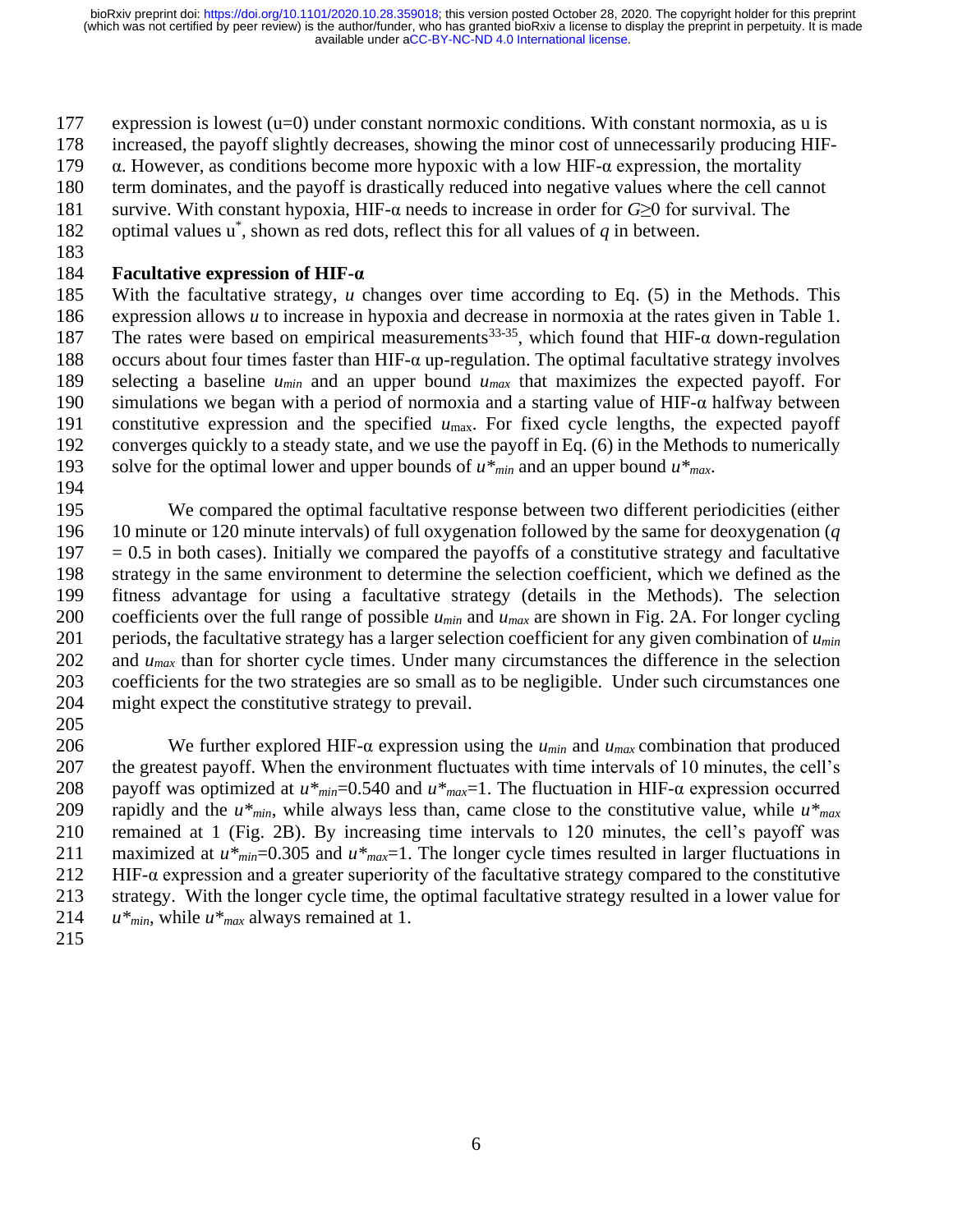expression is lowest (u=0) under constant normoxic conditions. With constant normoxia, as u is increased, the payoff slightly decreases, showing the minor cost of unnecessarily producing HIF-α. However, as conditions become more hypoxic with a low HIF-α expression, the mortality term dominates, and the payoff is drastically reduced into negative values where the cell cannot survive. With constant hypoxia, HIF-α needs to increase in order for $G \geq 0$ for survival. The optimal values $u^*$, shown as red dots, reflect this for all values of $q$ in between.

**Facultative expression of HIF-α**

With the facultative strategy, $u$ changes over time according to Eq. (5) in the Methods. This expression allows $u$ to increase in hypoxia and decrease in normoxia at the rates given in Table 1. The rates were based on empirical measurements[33-35], which found that HIF-α down-regulation occurs about four times faster than HIF-α up-regulation. The optimal facultative strategy involves selecting a baseline $u_{min}$ and an upper bound $u_{max}$ that maximizes the expected payoff. For simulations we began with a period of normoxia and a starting value of HIF-α halfway between constitutive expression and the specified $u_{max}$. For fixed cycle lengths, the expected payoff converges quickly to a steady state, and we use the payoff in Eq. (6) in the Methods to numerically solve for the optimal lower and upper bounds of $u^*_{min}$ and an upper bound $u^*_{max}$.

We compared the optimal facultative response between two different periodicities (either 10 minute or 120 minute intervals) of full oxygenation followed by the same for deoxygenation ($q = 0.5$ in both cases). Initially we compared the payoffs of a constitutive strategy and facultative strategy in the same environment to determine the selection coefficient, which we defined as the fitness advantage for using a facultative strategy (details in the Methods). The selection coefficients over the full range of possible $u_{min}$ and $u_{max}$ are shown in Fig. 2A. For longer cycling periods, the facultative strategy has a larger selection coefficient for any given combination of $u_{min}$ and $u_{max}$ than for shorter cycle times. Under many circumstances the difference in the selection coefficients for the two strategies are so small as to be negligible. Under such circumstances one might expect the constitutive strategy to prevail.

We further explored HIF-α expression using the $u_{min}$ and $u_{max}$ combination that produced the greatest payoff. When the environment fluctuates with time intervals of 10 minutes, the cell's payoff was optimized at $u^*_{min}$=0.540 and $u^*_{max}$=1. The fluctuation in HIF-α expression occurred rapidly and the $u^*_{min}$, while always less than, came close to the constitutive value, while $u^*_{max}$ remained at 1 (Fig. 2B). By increasing time intervals to 120 minutes, the cell's payoff was maximized at $u^*_{min}$=0.305 and $u^*_{max}$=1. The longer cycle times resulted in larger fluctuations in HIF-α expression and a greater superiority of the facultative strategy compared to the constitutive strategy. With the longer cycle time, the optimal facultative strategy resulted in a lower value for $u^*_{min}$, while $u^*_{max}$ always remained at 1.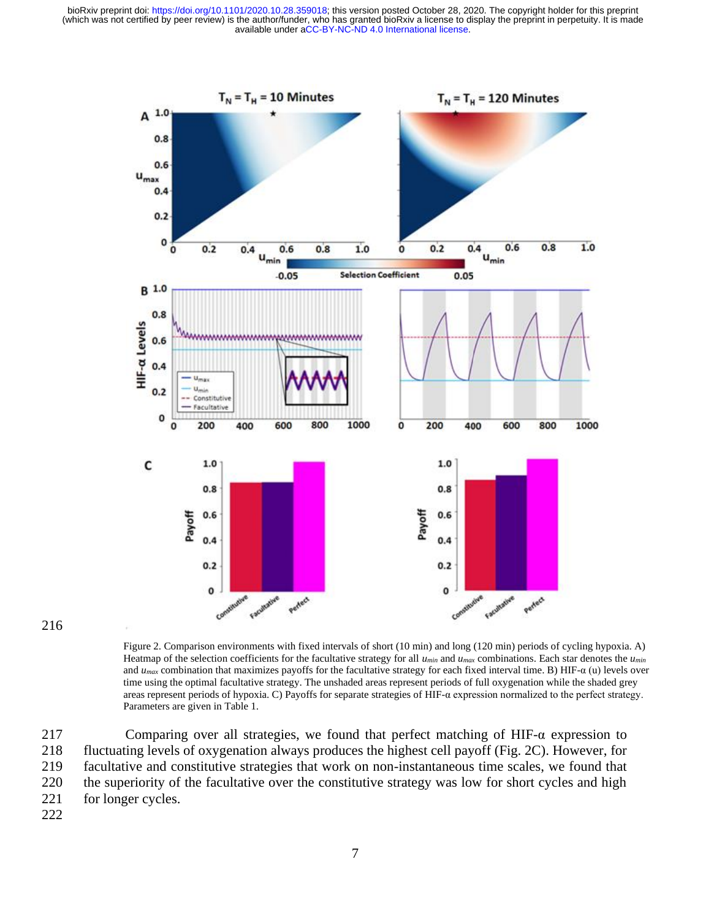Figure 2. Comparison environments with fixed intervals of short (10 min) and long (120 min) periods of cycling hypoxia. A) Heatmap of the selection coefficients for the facultative strategy for all $u_{min}$ and $u_{max}$ combinations. Each star denotes the $u_{min}$ and $u_{max}$ combination that maximizes payoffs for the facultative strategy for each fixed interval time. B) HIF-α (u) levels over time using the optimal facultative strategy. The unshaded areas represent periods of full oxygenation while the shaded grey areas represent periods of hypoxia. C) Payoffs for separate strategies of HIF-α expression normalized to the perfect strategy. Parameters are given in Table 1.

Comparing over all strategies, we found that perfect matching of HIF-α expression to fluctuating levels of oxygenation always produces the highest cell payoff (Fig. 2C). However, for facultative and constitutive strategies that work on non-instantaneous time scales, we found that the superiority of the facultative over the constitutive strategy was low for short cycles and high for longer cycles.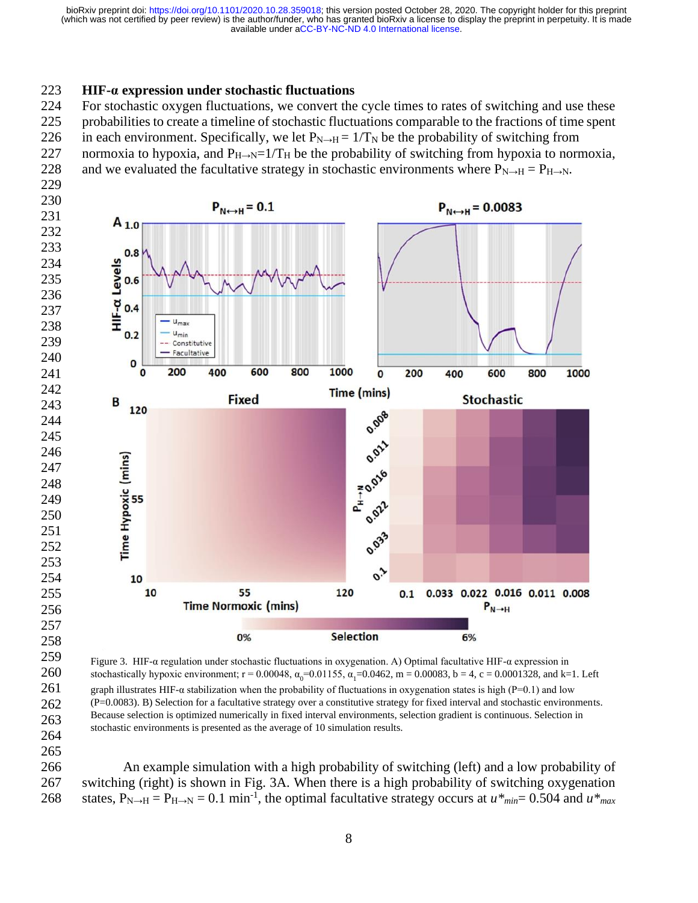### HIF-α expression under stochastic fluctuations

For stochastic oxygen fluctuations, we convert the cycle times to rates of switching and use these probabilities to create a timeline of stochastic fluctuations comparable to the fractions of time spent in each environment. Specifically, we let $P_{N\rightarrow H} = 1/T_N$ be the probability of switching from normoxia to hypoxia, and $P_{H\rightarrow N}=1/T_H$ be the probability of switching from hypoxia to normoxia, and we evaluated the facultative strategy in stochastic environments where $P_{N\rightarrow H} = P_{H\rightarrow N}$.

Figure 3. HIF-α regulation under stochastic fluctuations in oxygenation. A) Optimal facultative HIF-α expression in stochastically hypoxic environment; r = 0.00048, $\alpha_0$=0.01155, $\alpha_1$=0.0462, m = 0.00083, b = 4, c = 0.0001328, and k=1. Left graph illustrates HIF-α stabilization when the probability of fluctuations in oxygenation states is high (P=0.1) and low (P=0.0083). B) Selection for a facultative strategy over a constitutive strategy for fixed interval and stochastic environments. Because selection is optimized numerically in fixed interval environments, selection gradient is continuous. Selection in stochastic environments is presented as the average of 10 simulation results.

An example simulation with a high probability of switching (left) and a low probability of switching (right) is shown in Fig. 3A. When there is a high probability of switching oxygenation states, $P_{N\rightarrow H} = P_{H\rightarrow N} = 0.1\ \text{min}^{-1}$, the optimal facultative strategy occurs at $u^*_{min}$= 0.504 and $u^*_{max}$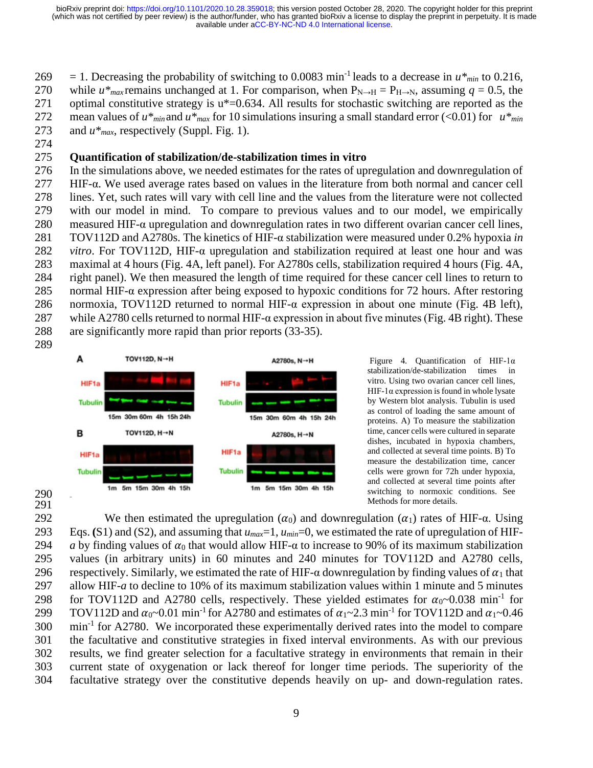= 1. Decreasing the probability of switching to 0.0083 min$^{-1}$ leads to a decrease in $u^*_{min}$ to 0.216, while $u^*_{max}$ remains unchanged at 1. For comparison, when $P_{N\rightarrow H} = P_{H\rightarrow N}$, assuming $q = 0.5$, the optimal constitutive strategy is $u^*=0.634$. All results for stochastic switching are reported as the mean values of $u^*_{min}$ and $u^*_{max}$ for 10 simulations insuring a small standard error (<0.01) for $u^*_{min}$ and $u^*_{max}$, respectively (Suppl. Fig. 1).

## Quantification of stabilization/de-stabilization times in vitro

In the simulations above, we needed estimates for the rates of upregulation and downregulation of HIF-α. We used average rates based on values in the literature from both normal and cancer cell lines. Yet, such rates will vary with cell line and the values from the literature were not collected with our model in mind. To compare to previous values and to our model, we empirically measured HIF-α upregulation and downregulation rates in two different ovarian cancer cell lines, TOV112D and A2780s. The kinetics of HIF-α stabilization were measured under 0.2% hypoxia *in vitro*. For TOV112D, HIF-α upregulation and stabilization required at least one hour and was maximal at 4 hours (Fig. 4A, left panel). For A2780s cells, stabilization required 4 hours (Fig. 4A, right panel). We then measured the length of time required for these cancer cell lines to return to normal HIF-α expression after being exposed to hypoxic conditions for 72 hours. After restoring normoxia, TOV112D returned to normal HIF-α expression in about one minute (Fig. 4B left), while A2780 cells returned to normal HIF-α expression in about five minutes (Fig. 4B right). These are significantly more rapid than prior reports (33-35).

Figure 4. Quantification of HIF-1α stabilization/de-stabilization times in vitro. Using two ovarian cancer cell lines, HIF-1α expression is found in whole lysate by Western blot analysis. Tubulin is used as control of loading the same amount of proteins. A) To measure the stabilization time, cancer cells were cultured in separate dishes, incubated in hypoxia chambers, and collected at several time points. B) To measure the destabilization time, cancer cells were grown for 72h under hypoxia, and collected at several time points after switching to normoxic conditions. See Methods for more details.

We then estimated the upregulation ($\alpha_0$) and downregulation ($\alpha_1$) rates of HIF-α. Using Eqs. **(**S1) and (S2), and assuming that $u_{max}$=1, $u_{min}$=0, we estimated the rate of upregulation of HIF-*a* by finding values of $\alpha_0$ that would allow HIF-α to increase to 90% of its maximum stabilization values (in arbitrary units) in 60 minutes and 240 minutes for TOV112D and A2780 cells, respectively. Similarly, we estimated the rate of HIF-α downregulation by finding values of $\alpha_1$ that allow HIF-*a* to decline to 10% of its maximum stabilization values within 1 minute and 5 minutes for TOV112D and A2780 cells, respectively. These yielded estimates for $\alpha_0$~0.038 min$^{-1}$ for TOV112D and $\alpha_0$~0.01 min$^{-1}$ for A2780 and estimates of $\alpha_1$~2.3 min$^{-1}$ for TOV112D and $\alpha_1$~0.46 min$^{-1}$ for A2780. We incorporated these experimentally derived rates into the model to compare the facultative and constitutive strategies in fixed interval environments. As with our previous results, we find greater selection for a facultative strategy in environments that remain in their current state of oxygenation or lack thereof for longer time periods. The superiority of the facultative strategy over the constitutive depends heavily on up- and down-regulation rates.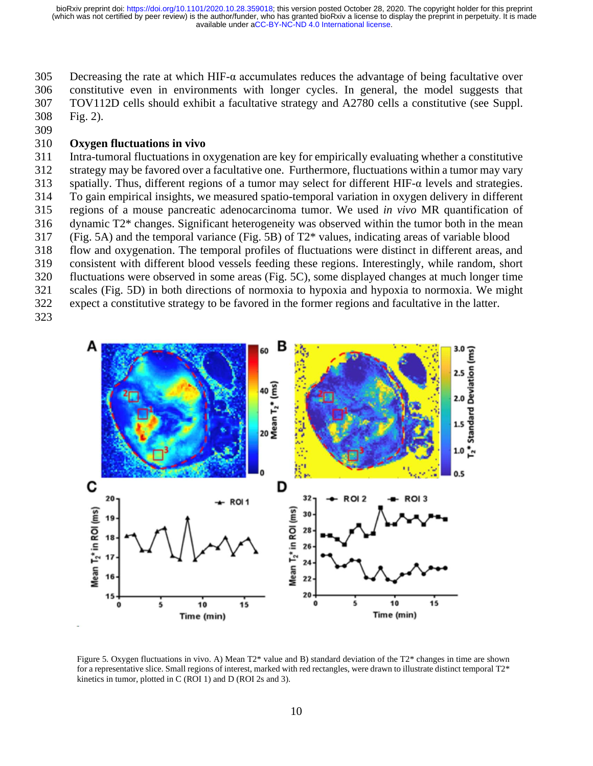Decreasing the rate at which HIF-α accumulates reduces the advantage of being facultative over constitutive even in environments with longer cycles. In general, the model suggests that TOV112D cells should exhibit a facultative strategy and A2780 cells a constitutive (see Suppl. Fig. 2).

## Oxygen fluctuations in vivo

Intra-tumoral fluctuations in oxygenation are key for empirically evaluating whether a constitutive strategy may be favored over a facultative one. Furthermore, fluctuations within a tumor may vary spatially. Thus, different regions of a tumor may select for different HIF-α levels and strategies. To gain empirical insights, we measured spatio-temporal variation in oxygen delivery in different regions of a mouse pancreatic adenocarcinoma tumor. We used *in vivo* MR quantification of dynamic T2* changes. Significant heterogeneity was observed within the tumor both in the mean (Fig. 5A) and the temporal variance (Fig. 5B) of T2* values, indicating areas of variable blood flow and oxygenation. The temporal profiles of fluctuations were distinct in different areas, and consistent with different blood vessels feeding these regions. Interestingly, while random, short fluctuations were observed in some areas (Fig. 5C), some displayed changes at much longer time scales (Fig. 5D) in both directions of normoxia to hypoxia and hypoxia to normoxia. We might expect a constitutive strategy to be favored in the former regions and facultative in the latter.

Figure 5. Oxygen fluctuations in vivo. A) Mean T2* value and B) standard deviation of the T2* changes in time are shown for a representative slice. Small regions of interest, marked with red rectangles, were drawn to illustrate distinct temporal T2* kinetics in tumor, plotted in C (ROI 1) and D (ROI 2s and 3).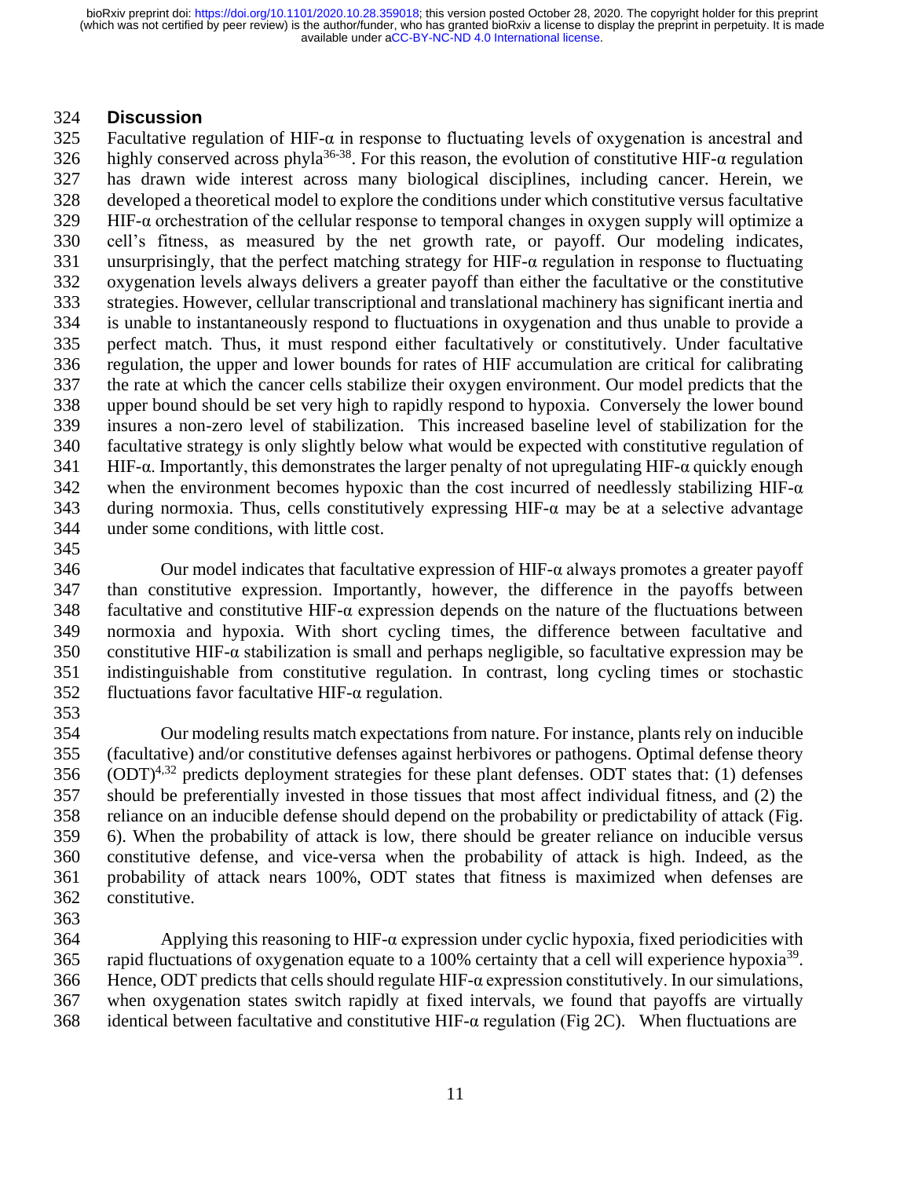## Discussion

Facultative regulation of HIF-α in response to fluctuating levels of oxygenation is ancestral and highly conserved across phyla[36-38]. For this reason, the evolution of constitutive HIF-α regulation has drawn wide interest across many biological disciplines, including cancer. Herein, we developed a theoretical model to explore the conditions under which constitutive versus facultative HIF-α orchestration of the cellular response to temporal changes in oxygen supply will optimize a cell's fitness, as measured by the net growth rate, or payoff. Our modeling indicates, unsurprisingly, that the perfect matching strategy for HIF-α regulation in response to fluctuating oxygenation levels always delivers a greater payoff than either the facultative or the constitutive strategies. However, cellular transcriptional and translational machinery has significant inertia and is unable to instantaneously respond to fluctuations in oxygenation and thus unable to provide a perfect match. Thus, it must respond either facultatively or constitutively. Under facultative regulation, the upper and lower bounds for rates of HIF accumulation are critical for calibrating the rate at which the cancer cells stabilize their oxygen environment. Our model predicts that the upper bound should be set very high to rapidly respond to hypoxia. Conversely the lower bound insures a non-zero level of stabilization. This increased baseline level of stabilization for the facultative strategy is only slightly below what would be expected with constitutive regulation of HIF-α. Importantly, this demonstrates the larger penalty of not upregulating HIF-α quickly enough when the environment becomes hypoxic than the cost incurred of needlessly stabilizing HIF-α during normoxia. Thus, cells constitutively expressing HIF-α may be at a selective advantage under some conditions, with little cost.

Our model indicates that facultative expression of HIF-α always promotes a greater payoff than constitutive expression. Importantly, however, the difference in the payoffs between facultative and constitutive HIF-α expression depends on the nature of the fluctuations between normoxia and hypoxia. With short cycling times, the difference between facultative and constitutive HIF-α stabilization is small and perhaps negligible, so facultative expression may be indistinguishable from constitutive regulation. In contrast, long cycling times or stochastic fluctuations favor facultative HIF-α regulation.

Our modeling results match expectations from nature. For instance, plants rely on inducible (facultative) and/or constitutive defenses against herbivores or pathogens. Optimal defense theory (ODT)[4,32] predicts deployment strategies for these plant defenses. ODT states that: (1) defenses should be preferentially invested in those tissues that most affect individual fitness, and (2) the reliance on an inducible defense should depend on the probability or predictability of attack (Fig. 6). When the probability of attack is low, there should be greater reliance on inducible versus constitutive defense, and vice-versa when the probability of attack is high. Indeed, as the probability of attack nears 100%, ODT states that fitness is maximized when defenses are constitutive.

Applying this reasoning to HIF-α expression under cyclic hypoxia, fixed periodicities with rapid fluctuations of oxygenation equate to a 100% certainty that a cell will experience hypoxia[39]. Hence, ODT predicts that cells should regulate HIF-α expression constitutively. In our simulations, when oxygenation states switch rapidly at fixed intervals, we found that payoffs are virtually identical between facultative and constitutive HIF-α regulation (Fig 2C). When fluctuations are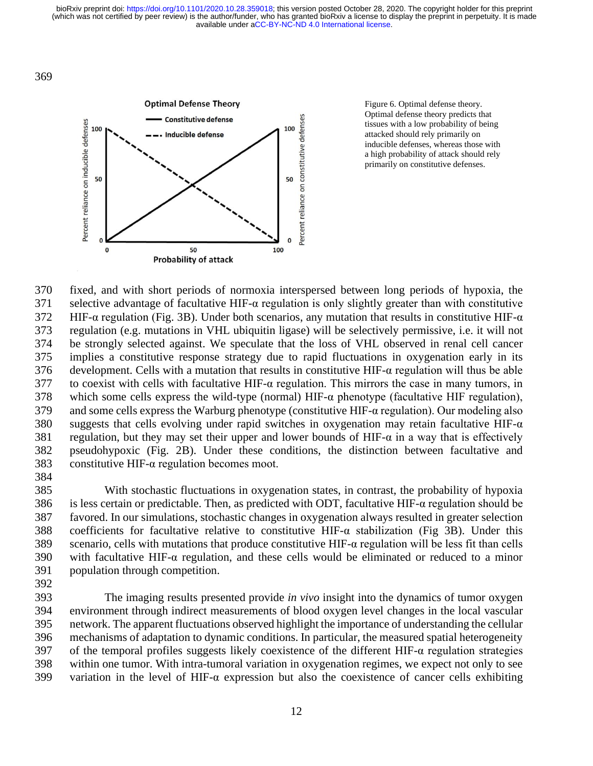Figure 6. Optimal defense theory. Optimal defense theory predicts that tissues with a low probability of being attacked should rely primarily on inducible defenses, whereas those with a high probability of attack should rely primarily on constitutive defenses.

fixed, and with short periods of normoxia interspersed between long periods of hypoxia, the selective advantage of facultative HIF-α regulation is only slightly greater than with constitutive HIF-α regulation (Fig. 3B). Under both scenarios, any mutation that results in constitutive HIF-α regulation (e.g. mutations in VHL ubiquitin ligase) will be selectively permissive, i.e. it will not be strongly selected against. We speculate that the loss of VHL observed in renal cell cancer implies a constitutive response strategy due to rapid fluctuations in oxygenation early in its development. Cells with a mutation that results in constitutive HIF-α regulation will thus be able to coexist with cells with facultative HIF-α regulation. This mirrors the case in many tumors, in which some cells express the wild-type (normal) HIF-α phenotype (facultative HIF regulation), and some cells express the Warburg phenotype (constitutive HIF-α regulation). Our modeling also suggests that cells evolving under rapid switches in oxygenation may retain facultative HIF-α regulation, but they may set their upper and lower bounds of HIF-α in a way that is effectively pseudohypoxic (Fig. 2B). Under these conditions, the distinction between facultative and constitutive HIF-α regulation becomes moot.

With stochastic fluctuations in oxygenation states, in contrast, the probability of hypoxia is less certain or predictable. Then, as predicted with ODT, facultative HIF-α regulation should be favored. In our simulations, stochastic changes in oxygenation always resulted in greater selection coefficients for facultative relative to constitutive HIF-α stabilization (Fig 3B). Under this scenario, cells with mutations that produce constitutive HIF-α regulation will be less fit than cells with facultative HIF-α regulation, and these cells would be eliminated or reduced to a minor population through competition.

The imaging results presented provide *in vivo* insight into the dynamics of tumor oxygen environment through indirect measurements of blood oxygen level changes in the local vascular network. The apparent fluctuations observed highlight the importance of understanding the cellular mechanisms of adaptation to dynamic conditions. In particular, the measured spatial heterogeneity of the temporal profiles suggests likely coexistence of the different HIF-α regulation strategies within one tumor. With intra-tumoral variation in oxygenation regimes, we expect not only to see variation in the level of HIF-α expression but also the coexistence of cancer cells exhibiting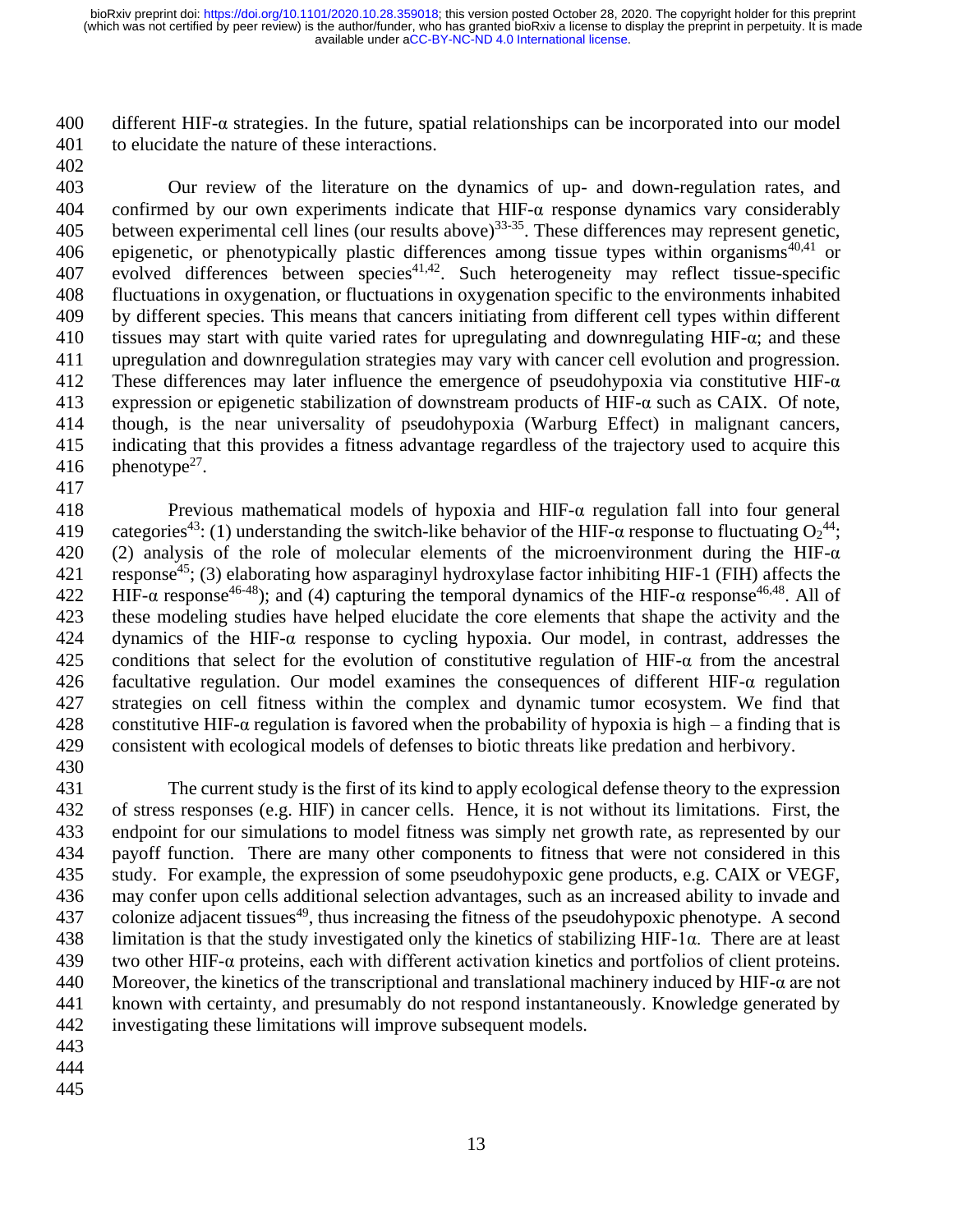different HIF-α strategies. In the future, spatial relationships can be incorporated into our model to elucidate the nature of these interactions.

Our review of the literature on the dynamics of up- and down-regulation rates, and confirmed by our own experiments indicate that HIF-α response dynamics vary considerably between experimental cell lines (our results above)[33-35]. These differences may represent genetic, epigenetic, or phenotypically plastic differences among tissue types within organisms[40,41] or evolved differences between species[41,42]. Such heterogeneity may reflect tissue-specific fluctuations in oxygenation, or fluctuations in oxygenation specific to the environments inhabited by different species. This means that cancers initiating from different cell types within different tissues may start with quite varied rates for upregulating and downregulating HIF-α; and these upregulation and downregulation strategies may vary with cancer cell evolution and progression. These differences may later influence the emergence of pseudohypoxia via constitutive HIF-α expression or epigenetic stabilization of downstream products of HIF-α such as CAIX. Of note, though, is the near universality of pseudohypoxia (Warburg Effect) in malignant cancers, indicating that this provides a fitness advantage regardless of the trajectory used to acquire this phenotype[27].

Previous mathematical models of hypoxia and HIF-α regulation fall into four general categories[43]: (1) understanding the switch-like behavior of the HIF-α response to fluctuating $O_2$[44]; (2) analysis of the role of molecular elements of the microenvironment during the HIF-α response[45]; (3) elaborating how asparaginyl hydroxylase factor inhibiting HIF-1 (FIH) affects the HIF-α response[46-48]); and (4) capturing the temporal dynamics of the HIF-α response[46,48]. All of these modeling studies have helped elucidate the core elements that shape the activity and the dynamics of the HIF-α response to cycling hypoxia. Our model, in contrast, addresses the conditions that select for the evolution of constitutive regulation of HIF-α from the ancestral facultative regulation. Our model examines the consequences of different HIF-α regulation strategies on cell fitness within the complex and dynamic tumor ecosystem. We find that constitutive HIF-α regulation is favored when the probability of hypoxia is high – a finding that is consistent with ecological models of defenses to biotic threats like predation and herbivory.

The current study is the first of its kind to apply ecological defense theory to the expression of stress responses (e.g. HIF) in cancer cells. Hence, it is not without its limitations. First, the endpoint for our simulations to model fitness was simply net growth rate, as represented by our payoff function. There are many other components to fitness that were not considered in this study. For example, the expression of some pseudohypoxic gene products, e.g. CAIX or VEGF, may confer upon cells additional selection advantages, such as an increased ability to invade and colonize adjacent tissues[49], thus increasing the fitness of the pseudohypoxic phenotype. A second limitation is that the study investigated only the kinetics of stabilizing HIF-1α. There are at least two other HIF-α proteins, each with different activation kinetics and portfolios of client proteins. Moreover, the kinetics of the transcriptional and translational machinery induced by HIF-α are not known with certainty, and presumably do not respond instantaneously. Knowledge generated by investigating these limitations will improve subsequent models.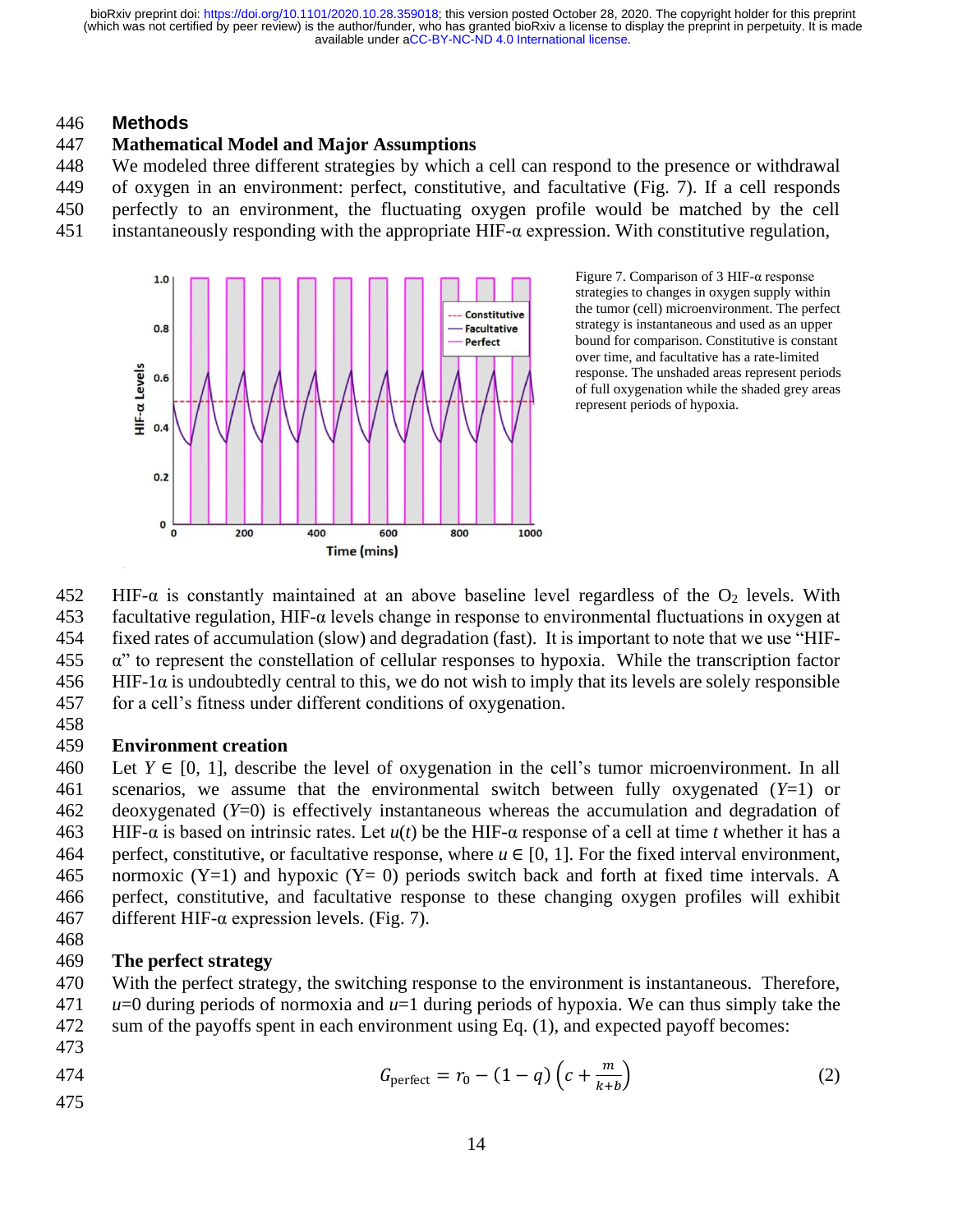## Methods

### Mathematical Model and Major Assumptions

We modeled three different strategies by which a cell can respond to the presence or withdrawal of oxygen in an environment: perfect, constitutive, and facultative (Fig. 7). If a cell responds perfectly to an environment, the fluctuating oxygen profile would be matched by the cell instantaneously responding with the appropriate HIF-α expression. With constitutive regulation,

Figure 7. Comparison of 3 HIF-α response strategies to changes in oxygen supply within the tumor (cell) microenvironment. The perfect strategy is instantaneous and used as an upper bound for comparison. Constitutive is constant over time, and facultative has a rate-limited response. The unshaded areas represent periods of full oxygenation while the shaded grey areas represent periods of hypoxia.

HIF-α is constantly maintained at an above baseline level regardless of the $O_2$ levels. With facultative regulation, HIF-α levels change in response to environmental fluctuations in oxygen at fixed rates of accumulation (slow) and degradation (fast). It is important to note that we use "HIF-α" to represent the constellation of cellular responses to hypoxia. While the transcription factor HIF-1α is undoubtedly central to this, we do not wish to imply that its levels are solely responsible for a cell's fitness under different conditions of oxygenation.

### Environment creation

Let $Y \in [0, 1]$, describe the level of oxygenation in the cell's tumor microenvironment. In all scenarios, we assume that the environmental switch between fully oxygenated ($Y$=1) or deoxygenated ($Y$=0) is effectively instantaneous whereas the accumulation and degradation of HIF-α is based on intrinsic rates. Let $u(t)$ be the HIF-α response of a cell at time $t$ whether it has a perfect, constitutive, or facultative response, where $u \in [0, 1]$. For the fixed interval environment, normoxic (Y=1) and hypoxic (Y= 0) periods switch back and forth at fixed time intervals. A perfect, constitutive, and facultative response to these changing oxygen profiles will exhibit different HIF-α expression levels. (Fig. 7).

### The perfect strategy

With the perfect strategy, the switching response to the environment is instantaneous. Therefore, $u$=0 during periods of normoxia and $u$=1 during periods of hypoxia. We can thus simply take the sum of the payoffs spent in each environment using Eq. (1), and expected payoff becomes:

$$G_{\text{perfect}} = r_0 - (1-q)\left(c + \frac{m}{k+b}\right) \tag{2}$$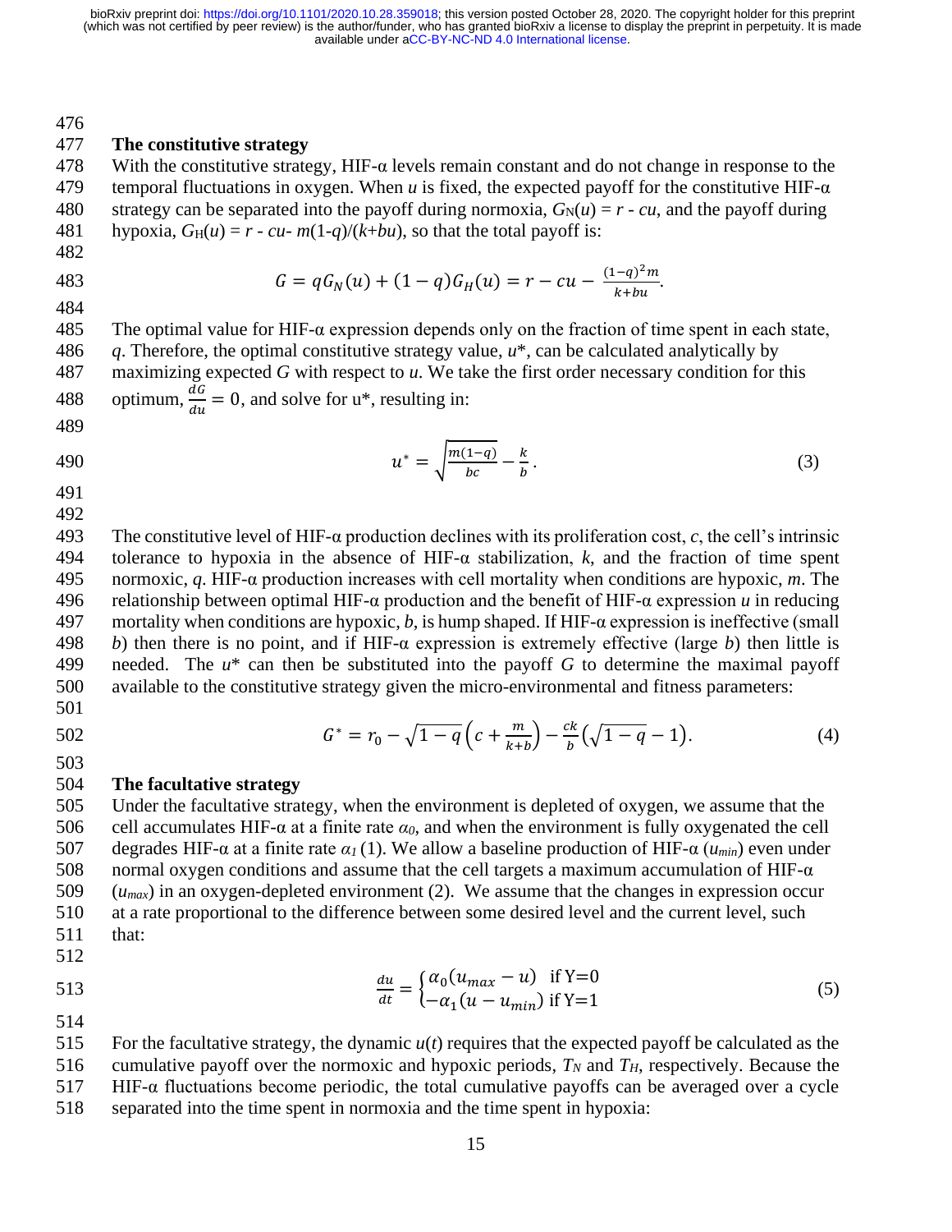## The constitutive strategy

With the constitutive strategy, HIF-α levels remain constant and do not change in response to the temporal fluctuations in oxygen. When $u$ is fixed, the expected payoff for the constitutive HIF-α strategy can be separated into the payoff during normoxia, $G_N(u) = r - cu$, and the payoff during hypoxia, $G_H(u) = r - cu - m(1-q)/(k+bu)$, so that the total payoff is:

$$G = qG_N(u) + (1-q)G_H(u) = r - cu - \frac{(1-q)^2 m}{k+bu}.$$

The optimal value for HIF-α expression depends only on the fraction of time spent in each state, $q$. Therefore, the optimal constitutive strategy value, $u^*$, can be calculated analytically by maximizing expected $G$ with respect to $u$. We take the first order necessary condition for this optimum, $\frac{dG}{du} = 0$, and solve for $u^*$, resulting in:

$$u^* = \sqrt{\frac{m(1-q)}{bc}} - \frac{k}{b}. \tag{3}$$

The constitutive level of HIF-α production declines with its proliferation cost, $c$, the cell's intrinsic tolerance to hypoxia in the absence of HIF-α stabilization, $k$, and the fraction of time spent normoxic, $q$. HIF-α production increases with cell mortality when conditions are hypoxic, $m$. The relationship between optimal HIF-α production and the benefit of HIF-α expression $u$ in reducing mortality when conditions are hypoxic, $b$, is hump shaped. If HIF-α expression is ineffective (small $b$) then there is no point, and if HIF-α expression is extremely effective (large $b$) then little is needed. The $u^*$ can then be substituted into the payoff $G$ to determine the maximal payoff available to the constitutive strategy given the micro-environmental and fitness parameters:

$$G^* = r_0 - \sqrt{1-q}\left(c + \frac{m}{k+b}\right) - \frac{ck}{b}\left(\sqrt{1-q} - 1\right). \tag{4}$$

## The facultative strategy

Under the facultative strategy, when the environment is depleted of oxygen, we assume that the cell accumulates HIF-α at a finite rate $\alpha_0$, and when the environment is fully oxygenated the cell degrades HIF-α at a finite rate $\alpha_1$ (1). We allow a baseline production of HIF-α ($u_{min}$) even under normal oxygen conditions and assume that the cell targets a maximum accumulation of HIF-α ($u_{max}$) in an oxygen-depleted environment (2). We assume that the changes in expression occur at a rate proportional to the difference between some desired level and the current level, such that:

$$\frac{du}{dt} = \begin{cases} \alpha_0(u_{max} - u) & \text{if Y=0} \\ -\alpha_1(u - u_{min}) & \text{if Y=1} \end{cases} \tag{5}$$

For the facultative strategy, the dynamic $u(t)$ requires that the expected payoff be calculated as the cumulative payoff over the normoxic and hypoxic periods, $T_N$ and $T_H$, respectively. Because the HIF-α fluctuations become periodic, the total cumulative payoffs can be averaged over a cycle separated into the time spent in normoxia and the time spent in hypoxia: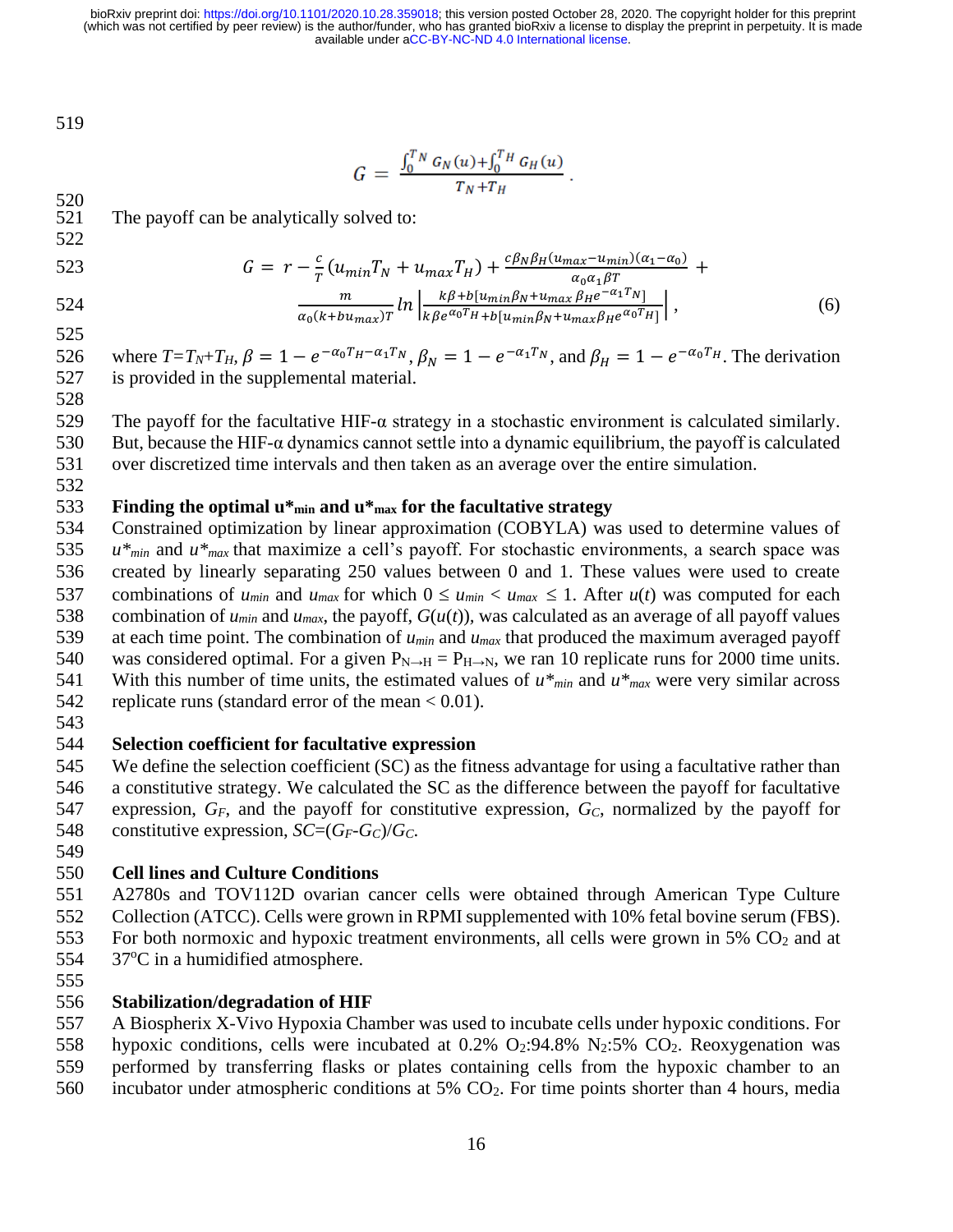$$G = \frac{\int_0^{T_N} G_N(u) + \int_0^{T_H} G_H(u)}{T_N + T_H}.$$

The payoff can be analytically solved to:

$$G = r - \frac{c}{T}(u_{min}T_N + u_{max}T_H) + \frac{c\beta_N\beta_H(u_{max} - u_{min})(\alpha_1 - \alpha_0)}{\alpha_0\alpha_1\beta T} + \frac{m}{\alpha_0(k + bu_{max})T} ln\left|\frac{k\beta + b[u_{min}\beta_N + u_{max}\,\beta_H e^{-\alpha_1 T_N}]}{k\beta e^{\alpha_0 T_H} + b[u_{min}\beta_N + u_{max}\beta_H e^{\alpha_0 T_H}]}\right|, \quad (6)$$

where $T = T_N + T_H$, $\beta = 1 - e^{-\alpha_0 T_H - \alpha_1 T_N}$, $\beta_N = 1 - e^{-\alpha_1 T_N}$, and $\beta_H = 1 - e^{-\alpha_0 T_H}$. The derivation is provided in the supplemental material.

The payoff for the facultative HIF-α strategy in a stochastic environment is calculated similarly. But, because the HIF-α dynamics cannot settle into a dynamic equilibrium, the payoff is calculated over discretized time intervals and then taken as an average over the entire simulation.

### Finding the optimal $u^*_{min}$ and $u^*_{max}$ for the facultative strategy

Constrained optimization by linear approximation (COBYLA) was used to determine values of $u^*_{min}$ and $u^*_{max}$ that maximize a cell's payoff. For stochastic environments, a search space was created by linearly separating 250 values between 0 and 1. These values were used to create combinations of $u_{min}$ and $u_{max}$ for which $0 \leq u_{min} < u_{max} \leq 1$. After $u(t)$ was computed for each combination of $u_{min}$ and $u_{max}$, the payoff, $G(u(t))$, was calculated as an average of all payoff values at each time point. The combination of $u_{min}$ and $u_{max}$ that produced the maximum averaged payoff was considered optimal. For a given $P_{N\rightarrow H} = P_{H\rightarrow N}$, we ran 10 replicate runs for 2000 time units. With this number of time units, the estimated values of $u^*_{min}$ and $u^*_{max}$ were very similar across replicate runs (standard error of the mean < 0.01).

### Selection coefficient for facultative expression

We define the selection coefficient (SC) as the fitness advantage for using a facultative rather than a constitutive strategy. We calculated the SC as the difference between the payoff for facultative expression, $G_F$, and the payoff for constitutive expression, $G_C$, normalized by the payoff for constitutive expression, $SC = (G_F - G_C)/G_C$.

### Cell lines and Culture Conditions

A2780s and TOV112D ovarian cancer cells were obtained through American Type Culture Collection (ATCC). Cells were grown in RPMI supplemented with 10% fetal bovine serum (FBS). For both normoxic and hypoxic treatment environments, all cells were grown in 5% $CO_2$ and at 37°C in a humidified atmosphere.

### Stabilization/degradation of HIF

A Biospherix X-Vivo Hypoxia Chamber was used to incubate cells under hypoxic conditions. For hypoxic conditions, cells were incubated at 0.2% $O_2$:94.8% $N_2$:5% $CO_2$. Reoxygenation was performed by transferring flasks or plates containing cells from the hypoxic chamber to an incubator under atmospheric conditions at 5% $CO_2$. For time points shorter than 4 hours, media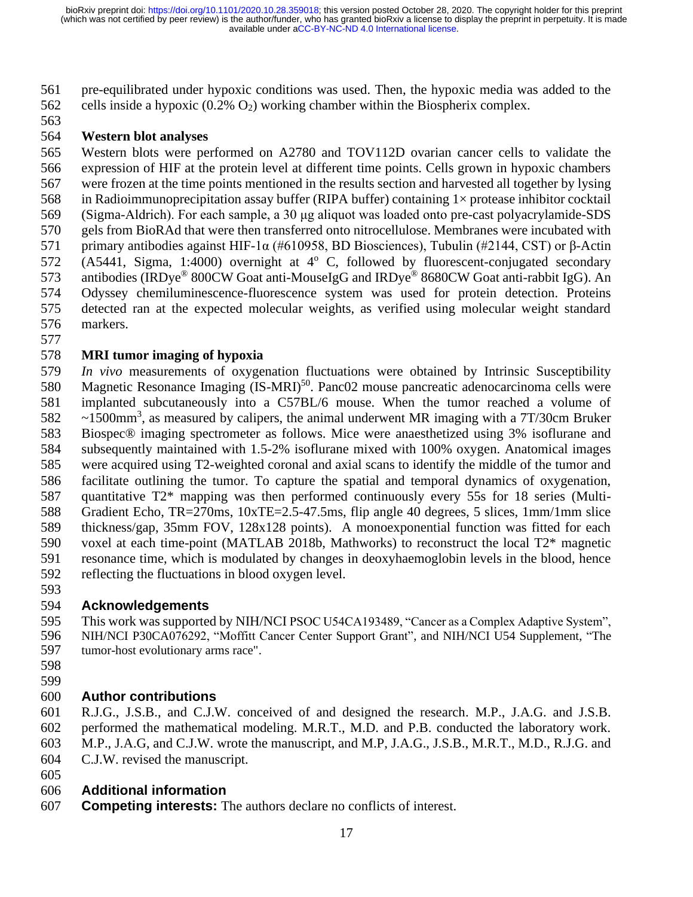pre-equilibrated under hypoxic conditions was used. Then, the hypoxic media was added to the cells inside a hypoxic (0.2% $O_2$) working chamber within the Biospherix complex.

### Western blot analyses

Western blots were performed on A2780 and TOV112D ovarian cancer cells to validate the expression of HIF at the protein level at different time points. Cells grown in hypoxic chambers were frozen at the time points mentioned in the results section and harvested all together by lysing in Radioimmunoprecipitation assay buffer (RIPA buffer) containing 1× protease inhibitor cocktail (Sigma-Aldrich). For each sample, a 30 μg aliquot was loaded onto pre-cast polyacrylamide-SDS gels from BioRAd that were then transferred onto nitrocellulose. Membranes were incubated with primary antibodies against HIF-1α (#610958, BD Biosciences), Tubulin (#2144, CST) or β-Actin (A5441, Sigma, 1:4000) overnight at 4° C, followed by fluorescent-conjugated secondary antibodies (IRDye® 800CW Goat anti-MouseIgG and IRDye® 8680CW Goat anti-rabbit IgG). An Odyssey chemiluminescence-fluorescence system was used for protein detection. Proteins detected ran at the expected molecular weights, as verified using molecular weight standard markers.

### MRI tumor imaging of hypoxia

*In vivo* measurements of oxygenation fluctuations were obtained by Intrinsic Susceptibility Magnetic Resonance Imaging (IS-MRI)[50]. Panc02 mouse pancreatic adenocarcinoma cells were implanted subcutaneously into a C57BL/6 mouse. When the tumor reached a volume of ~1500mm$^3$, as measured by calipers, the animal underwent MR imaging with a 7T/30cm Bruker Biospec® imaging spectrometer as follows. Mice were anaesthetized using 3% isoflurane and subsequently maintained with 1.5-2% isoflurane mixed with 100% oxygen. Anatomical images were acquired using T2-weighted coronal and axial scans to identify the middle of the tumor and facilitate outlining the tumor. To capture the spatial and temporal dynamics of oxygenation, quantitative T2* mapping was then performed continuously every 55s for 18 series (Multi-Gradient Echo, TR=270ms, 10xTE=2.5-47.5ms, flip angle 40 degrees, 5 slices, 1mm/1mm slice thickness/gap, 35mm FOV, 128x128 points). A monoexponential function was fitted for each voxel at each time-point (MATLAB 2018b, Mathworks) to reconstruct the local T2* magnetic resonance time, which is modulated by changes in deoxyhaemoglobin levels in the blood, hence reflecting the fluctuations in blood oxygen level.

## Acknowledgements

This work was supported by NIH/NCI PSOC U54CA193489, "Cancer as a Complex Adaptive System", NIH/NCI P30CA076292, "Moffitt Cancer Center Support Grant", and NIH/NCI U54 Supplement, "The tumor-host evolutionary arms race".

## Author contributions

R.J.G., J.S.B., and C.J.W. conceived of and designed the research. M.P., J.A.G. and J.S.B. performed the mathematical modeling. M.R.T., M.D. and P.B. conducted the laboratory work. M.P., J.A.G, and C.J.W. wrote the manuscript, and M.P, J.A.G., J.S.B., M.R.T., M.D., R.J.G. and C.J.W. revised the manuscript.

## Additional information

**Competing interests:** The authors declare no conflicts of interest.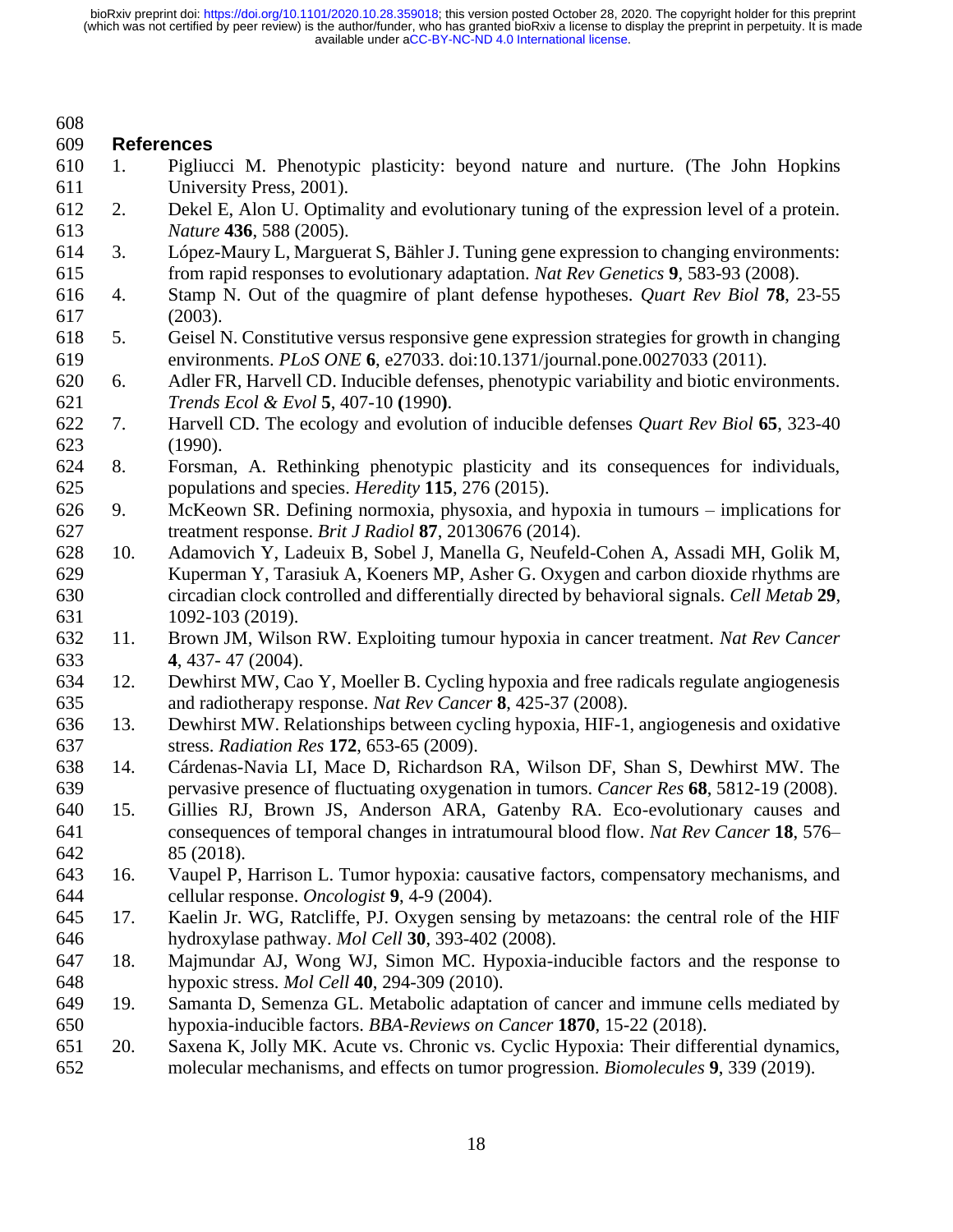## References

1. Pigliucci M. Phenotypic plasticity: beyond nature and nurture. (The John Hopkins University Press, 2001).
2. Dekel E, Alon U. Optimality and evolutionary tuning of the expression level of a protein. *Nature* **436**, 588 (2005).
3. López-Maury L, Marguerat S, Bähler J. Tuning gene expression to changing environments: from rapid responses to evolutionary adaptation. *Nat Rev Genetics* **9**, 583-93 (2008).
4. Stamp N. Out of the quagmire of plant defense hypotheses. *Quart Rev Biol* **78**, 23-55 (2003).
5. Geisel N. Constitutive versus responsive gene expression strategies for growth in changing environments. *PLoS ONE* **6**, e27033. doi:10.1371/journal.pone.0027033 (2011).
6. Adler FR, Harvell CD. Inducible defenses, phenotypic variability and biotic environments. *Trends Ecol & Evol* **5**, 407-10 **(**1990**)**.
7. Harvell CD. The ecology and evolution of inducible defenses *Quart Rev Biol* **65**, 323-40 (1990).
8. Forsman, A. Rethinking phenotypic plasticity and its consequences for individuals, populations and species. *Heredity* **115**, 276 (2015).
9. McKeown SR. Defining normoxia, physoxia, and hypoxia in tumours – implications for treatment response. *Brit J Radiol* **87**, 20130676 (2014).
10. Adamovich Y, Ladeuix B, Sobel J, Manella G, Neufeld-Cohen A, Assadi MH, Golik M, Kuperman Y, Tarasiuk A, Koeners MP, Asher G. Oxygen and carbon dioxide rhythms are circadian clock controlled and differentially directed by behavioral signals. *Cell Metab* **29**, 1092-103 (2019).
11. Brown JM, Wilson RW. Exploiting tumour hypoxia in cancer treatment. *Nat Rev Cancer* **4**, 437- 47 (2004).
12. Dewhirst MW, Cao Y, Moeller B. Cycling hypoxia and free radicals regulate angiogenesis and radiotherapy response. *Nat Rev Cancer* **8**, 425-37 (2008).
13. Dewhirst MW. Relationships between cycling hypoxia, HIF-1, angiogenesis and oxidative stress. *Radiation Res* **172**, 653-65 (2009).
14. Cárdenas-Navia LI, Mace D, Richardson RA, Wilson DF, Shan S, Dewhirst MW. The pervasive presence of fluctuating oxygenation in tumors. *Cancer Res* **68**, 5812-19 (2008).
15. Gillies RJ, Brown JS, Anderson ARA, Gatenby RA. Eco-evolutionary causes and consequences of temporal changes in intratumoural blood flow. *Nat Rev Cancer* **18**, 576–85 (2018).
16. Vaupel P, Harrison L. Tumor hypoxia: causative factors, compensatory mechanisms, and cellular response. *Oncologist* **9**, 4-9 (2004).
17. Kaelin Jr. WG, Ratcliffe, PJ. Oxygen sensing by metazoans: the central role of the HIF hydroxylase pathway. *Mol Cell* **30**, 393-402 (2008).
18. Majmundar AJ, Wong WJ, Simon MC. Hypoxia-inducible factors and the response to hypoxic stress. *Mol Cell* **40**, 294-309 (2010).
19. Samanta D, Semenza GL. Metabolic adaptation of cancer and immune cells mediated by hypoxia-inducible factors. *BBA-Reviews on Cancer* **1870**, 15-22 (2018).
20. Saxena K, Jolly MK. Acute vs. Chronic vs. Cyclic Hypoxia: Their differential dynamics, molecular mechanisms, and effects on tumor progression. *Biomolecules* **9**, 339 (2019).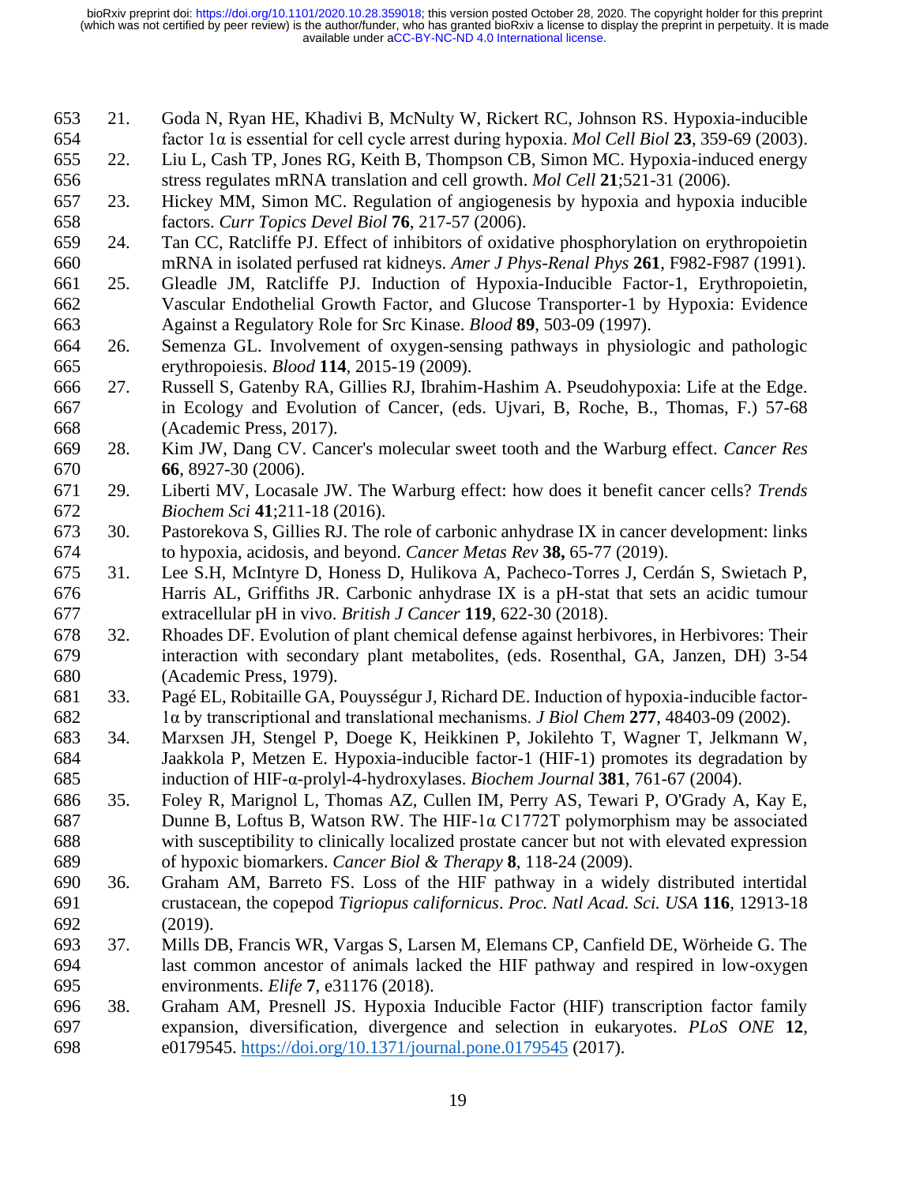21. Goda N, Ryan HE, Khadivi B, McNulty W, Rickert RC, Johnson RS. Hypoxia-inducible factor 1α is essential for cell cycle arrest during hypoxia. *Mol Cell Biol* **23**, 359-69 (2003).
22. Liu L, Cash TP, Jones RG, Keith B, Thompson CB, Simon MC. Hypoxia-induced energy stress regulates mRNA translation and cell growth. *Mol Cell* **21**;521-31 (2006).
23. Hickey MM, Simon MC. Regulation of angiogenesis by hypoxia and hypoxia inducible factors. *Curr Topics Devel Biol* **76**, 217-57 (2006).
24. Tan CC, Ratcliffe PJ. Effect of inhibitors of oxidative phosphorylation on erythropoietin mRNA in isolated perfused rat kidneys. *Amer J Phys-Renal Phys* **261**, F982-F987 (1991).
25. Gleadle JM, Ratcliffe PJ. Induction of Hypoxia-Inducible Factor-1, Erythropoietin, Vascular Endothelial Growth Factor, and Glucose Transporter-1 by Hypoxia: Evidence Against a Regulatory Role for Src Kinase. *Blood* **89**, 503-09 (1997).
26. Semenza GL. Involvement of oxygen-sensing pathways in physiologic and pathologic erythropoiesis. *Blood* **114**, 2015-19 (2009).
27. Russell S, Gatenby RA, Gillies RJ, Ibrahim-Hashim A. Pseudohypoxia: Life at the Edge. in Ecology and Evolution of Cancer, (eds. Ujvari, B, Roche, B., Thomas, F.) 57-68 (Academic Press, 2017).
28. Kim JW, Dang CV. Cancer's molecular sweet tooth and the Warburg effect. *Cancer Res* **66**, 8927-30 (2006).
29. Liberti MV, Locasale JW. The Warburg effect: how does it benefit cancer cells? *Trends Biochem Sci* **41**;211-18 (2016).
30. Pastorekova S, Gillies RJ. The role of carbonic anhydrase IX in cancer development: links to hypoxia, acidosis, and beyond. *Cancer Metas Rev* **38,** 65-77 (2019).
31. Lee S.H, McIntyre D, Honess D, Hulikova A, Pacheco-Torres J, Cerdán S, Swietach P, Harris AL, Griffiths JR. Carbonic anhydrase IX is a pH-stat that sets an acidic tumour extracellular pH in vivo. *British J Cancer* **119**, 622-30 (2018).
32. Rhoades DF. Evolution of plant chemical defense against herbivores, in Herbivores: Their interaction with secondary plant metabolites, (eds. Rosenthal, GA, Janzen, DH) 3-54 (Academic Press, 1979).
33. Pagé EL, Robitaille GA, Pouysségur J, Richard DE. Induction of hypoxia-inducible factor-1α by transcriptional and translational mechanisms. *J Biol Chem* **277**, 48403-09 (2002).
34. Marxsen JH, Stengel P, Doege K, Heikkinen P, Jokilehto T, Wagner T, Jelkmann W, Jaakkola P, Metzen E. Hypoxia-inducible factor-1 (HIF-1) promotes its degradation by induction of HIF-α-prolyl-4-hydroxylases. *Biochem Journal* **381**, 761-67 (2004).
35. Foley R, Marignol L, Thomas AZ, Cullen IM, Perry AS, Tewari P, O'Grady A, Kay E, Dunne B, Loftus B, Watson RW. The HIF-1α C1772T polymorphism may be associated with susceptibility to clinically localized prostate cancer but not with elevated expression of hypoxic biomarkers. *Cancer Biol & Therapy* **8**, 118-24 (2009).
36. Graham AM, Barreto FS. Loss of the HIF pathway in a widely distributed intertidal crustacean, the copepod *Tigriopus californicus*. *Proc. Natl Acad. Sci. USA* **116**, 12913-18 (2019).
37. Mills DB, Francis WR, Vargas S, Larsen M, Elemans CP, Canfield DE, Wörheide G. The last common ancestor of animals lacked the HIF pathway and respired in low-oxygen environments. *Elife* **7**, e31176 (2018).
38. Graham AM, Presnell JS. Hypoxia Inducible Factor (HIF) transcription factor family expansion, diversification, divergence and selection in eukaryotes. *PLoS ONE* **12**, e0179545. https://doi.org/10.1371/journal.pone.0179545 (2017).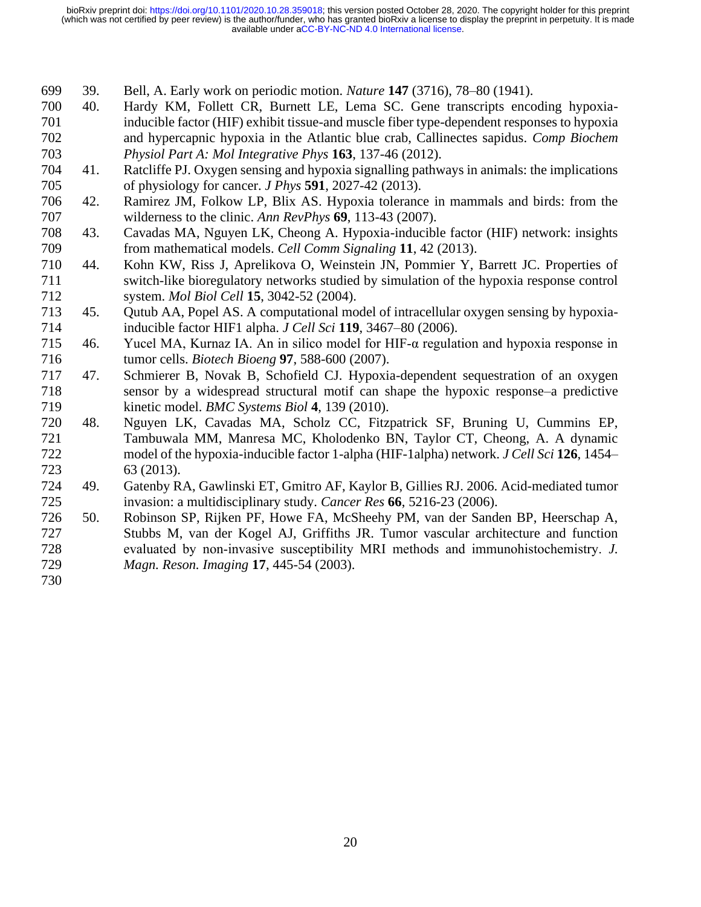39. Bell, A. Early work on periodic motion. *Nature* **147** (3716), 78–80 (1941).
40. Hardy KM, Follett CR, Burnett LE, Lema SC. Gene transcripts encoding hypoxia-inducible factor (HIF) exhibit tissue-and muscle fiber type-dependent responses to hypoxia and hypercapnic hypoxia in the Atlantic blue crab, Callinectes sapidus. *Comp Biochem Physiol Part A: Mol Integrative Phys* **163**, 137-46 (2012).
41. Ratcliffe PJ. Oxygen sensing and hypoxia signalling pathways in animals: the implications of physiology for cancer. *J Phys* **591**, 2027-42 (2013).
42. Ramirez JM, Folkow LP, Blix AS. Hypoxia tolerance in mammals and birds: from the wilderness to the clinic. *Ann RevPhys* **69**, 113-43 (2007).
43. Cavadas MA, Nguyen LK, Cheong A. Hypoxia-inducible factor (HIF) network: insights from mathematical models. *Cell Comm Signaling* **11**, 42 (2013).
44. Kohn KW, Riss J, Aprelikova O, Weinstein JN, Pommier Y, Barrett JC. Properties of switch-like bioregulatory networks studied by simulation of the hypoxia response control system. *Mol Biol Cell* **15**, 3042-52 (2004).
45. Qutub AA, Popel AS. A computational model of intracellular oxygen sensing by hypoxia-inducible factor HIF1 alpha. *J Cell Sci* **119**, 3467–80 (2006).
46. Yucel MA, Kurnaz IA. An in silico model for HIF-α regulation and hypoxia response in tumor cells. *Biotech Bioeng* **97**, 588-600 (2007).
47. Schmierer B, Novak B, Schofield CJ. Hypoxia-dependent sequestration of an oxygen sensor by a widespread structural motif can shape the hypoxic response–a predictive kinetic model. *BMC Systems Biol* **4**, 139 (2010).
48. Nguyen LK, Cavadas MA, Scholz CC, Fitzpatrick SF, Bruning U, Cummins EP, Tambuwala MM, Manresa MC, Kholodenko BN, Taylor CT, Cheong, A. A dynamic model of the hypoxia-inducible factor 1-alpha (HIF-1alpha) network. *J Cell Sci* **126**, 1454–63 (2013).
49. Gatenby RA, Gawlinski ET, Gmitro AF, Kaylor B, Gillies RJ. 2006. Acid-mediated tumor invasion: a multidisciplinary study. *Cancer Res* **66**, 5216-23 (2006).
50. Robinson SP, Rijken PF, Howe FA, McSheehy PM, van der Sanden BP, Heerschap A, Stubbs M, van der Kogel AJ, Griffiths JR. Tumor vascular architecture and function evaluated by non-invasive susceptibility MRI methods and immunohistochemistry. *J. Magn. Reson. Imaging* **17**, 445-54 (2003).